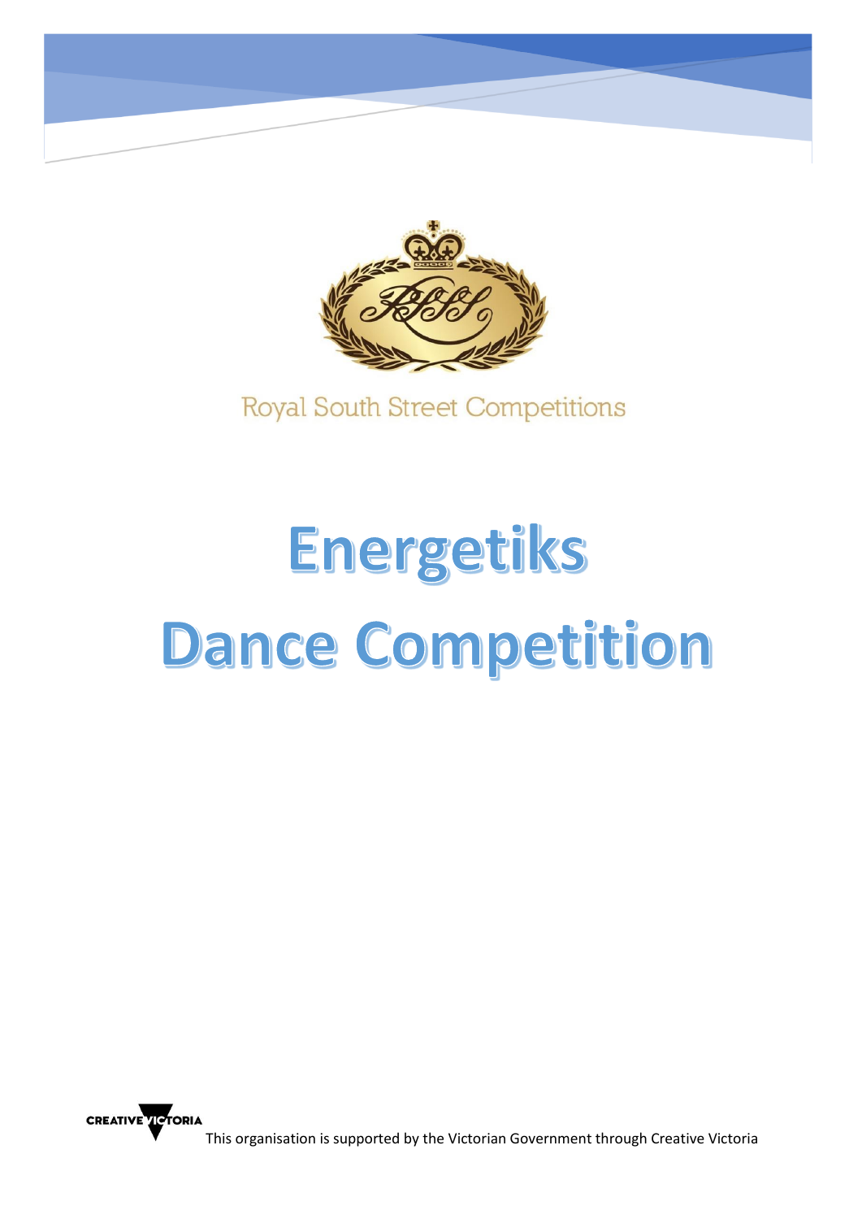Royal South Street Competitions

# Energetiks Dance Competition

This organisation is supported by the Victorian Government through Creative Victoria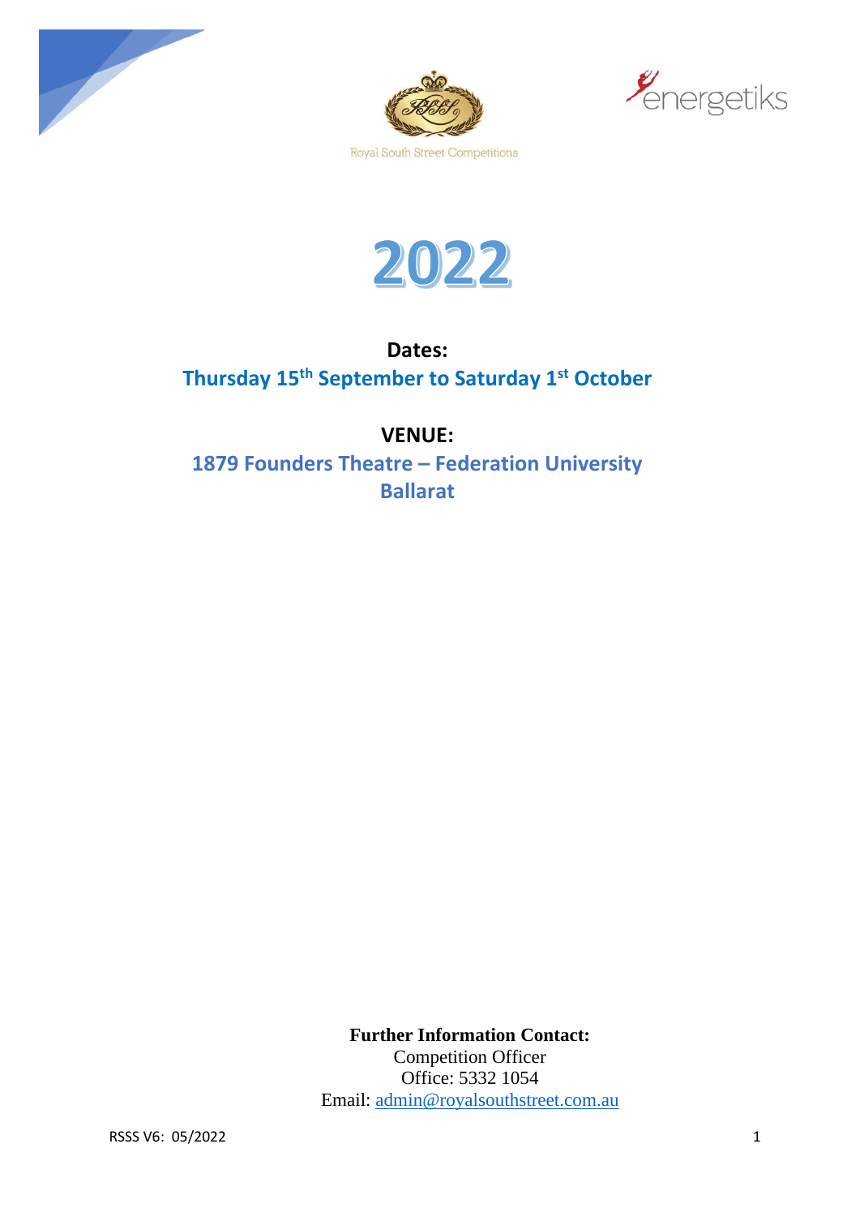Royal South Street Competitions

energetiks

# 2022

**Dates:**

**Thursday 15th September to Saturday 1st October**

**VENUE:**

**1879 Founders Theatre – Federation University**
**Ballarat**

**Further Information Contact:**
Competition Officer
Office: 5332 1054
Email: admin@royalsouthstreet.com.au

RSSS V6: 05/2022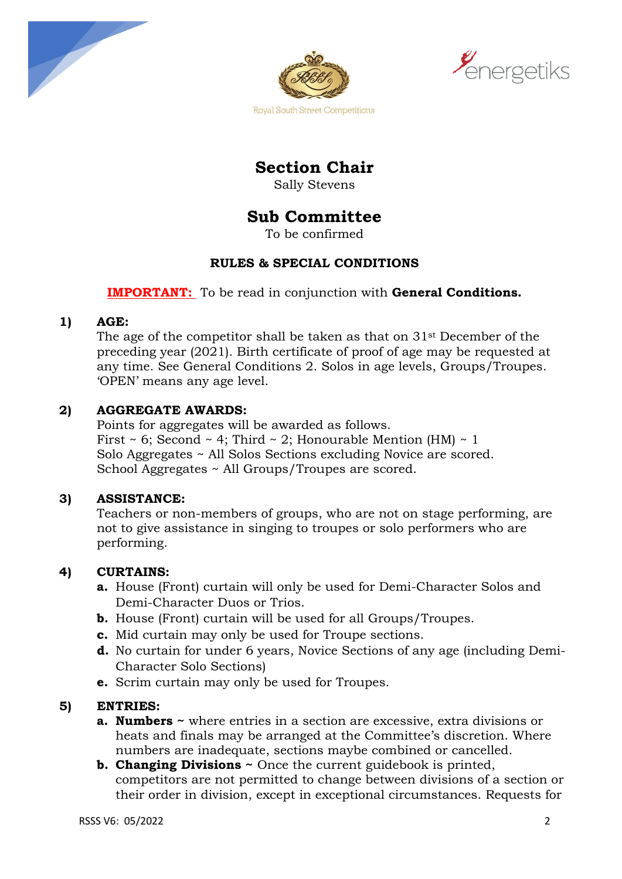Royal South Street Competitions

energetiks

# Section Chair

Sally Stevens

# Sub Committee

To be confirmed

### RULES & SPECIAL CONDITIONS

**IMPORTANT:** To be read in conjunction with **General Conditions.**

**1) AGE:**

The age of the competitor shall be taken as that on 31st December of the preceding year (2021). Birth certificate of proof of age may be requested at any time. See General Conditions 2. Solos in age levels, Groups/Troupes. 'OPEN' means any age level.

**2) AGGREGATE AWARDS:**

Points for aggregates will be awarded as follows.
First ~ 6; Second ~ 4; Third ~ 2; Honourable Mention (HM) ~ 1
Solo Aggregates ~ All Solos Sections excluding Novice are scored.
School Aggregates ~ All Groups/Troupes are scored.

**3) ASSISTANCE:**

Teachers or non-members of groups, who are not on stage performing, are not to give assistance in singing to troupes or solo performers who are performing.

**4) CURTAINS:**

- **a.** House (Front) curtain will only be used for Demi-Character Solos and Demi-Character Duos or Trios.
- **b.** House (Front) curtain will be used for all Groups/Troupes.
- **c.** Mid curtain may only be used for Troupe sections.
- **d.** No curtain for under 6 years, Novice Sections of any age (including Demi-Character Solo Sections)
- **e.** Scrim curtain may only be used for Troupes.

**5) ENTRIES:**

- **a. Numbers ~** where entries in a section are excessive, extra divisions or heats and finals may be arranged at the Committee's discretion. Where numbers are inadequate, sections maybe combined or cancelled.
- **b. Changing Divisions ~** Once the current guidebook is printed, competitors are not permitted to change between divisions of a section or their order in division, except in exceptional circumstances. Requests for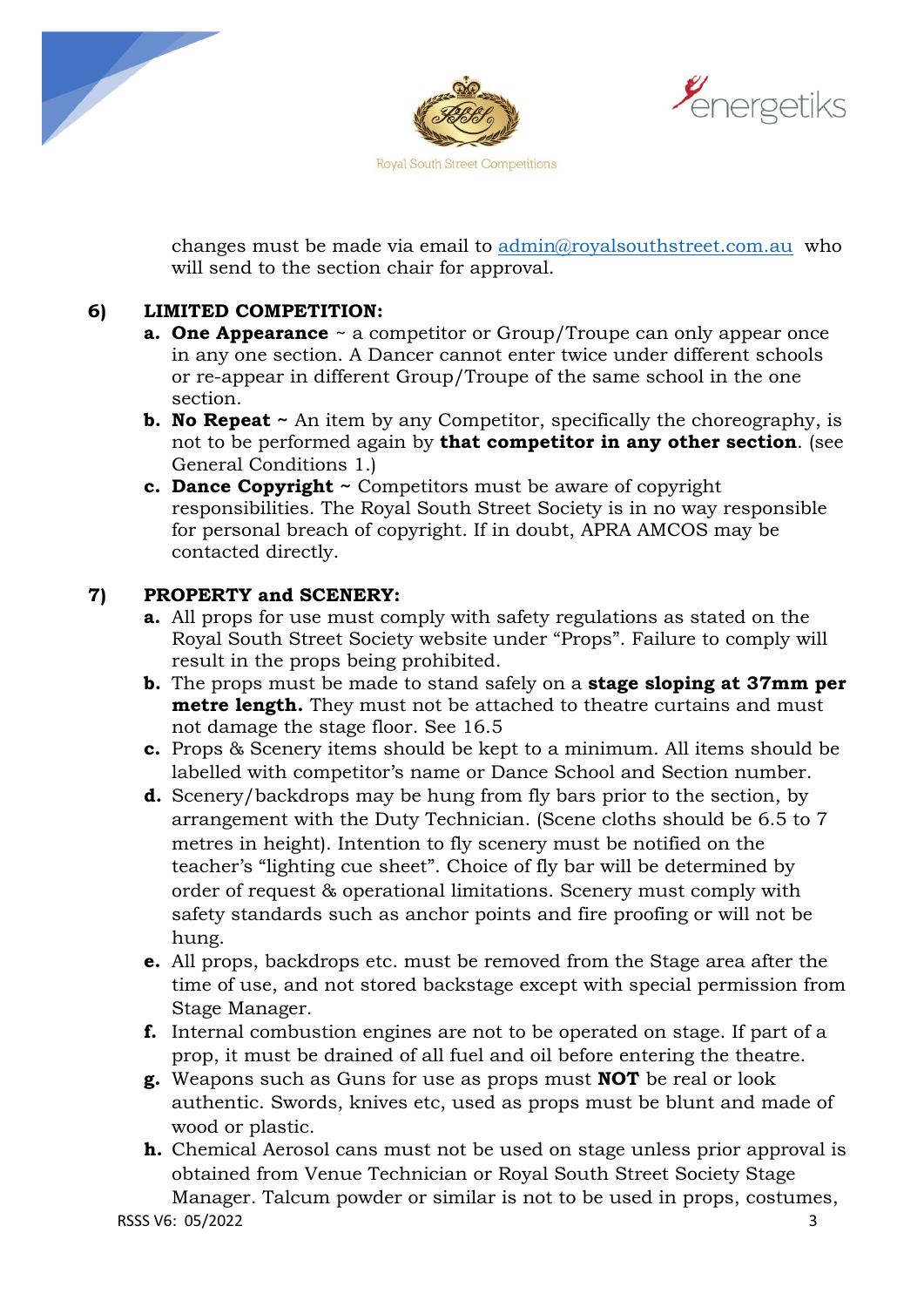changes must be made via email to [admin@royalsouthstreet.com.au](mailto:admin@royalsouthstreet.com.au) who will send to the section chair for approval.

## 6) LIMITED COMPETITION:

**a. One Appearance** ~ a competitor or Group/Troupe can only appear once in any one section. A Dancer cannot enter twice under different schools or re-appear in different Group/Troupe of the same school in the one section.

**b. No Repeat ~** An item by any Competitor, specifically the choreography, is not to be performed again by **that competitor in any other section**. (see General Conditions 1.)

**c. Dance Copyright ~** Competitors must be aware of copyright responsibilities. The Royal South Street Society is in no way responsible for personal breach of copyright. If in doubt, APRA AMCOS may be contacted directly.

## 7) PROPERTY and SCENERY:

**a.** All props for use must comply with safety regulations as stated on the Royal South Street Society website under "Props". Failure to comply will result in the props being prohibited.

**b.** The props must be made to stand safely on a **stage sloping at 37mm per metre length.** They must not be attached to theatre curtains and must not damage the stage floor. See 16.5

**c.** Props & Scenery items should be kept to a minimum. All items should be labelled with competitor's name or Dance School and Section number.

**d.** Scenery/backdrops may be hung from fly bars prior to the section, by arrangement with the Duty Technician. (Scene cloths should be 6.5 to 7 metres in height). Intention to fly scenery must be notified on the teacher's "lighting cue sheet". Choice of fly bar will be determined by order of request & operational limitations. Scenery must comply with safety standards such as anchor points and fire proofing or will not be hung.

**e.** All props, backdrops etc. must be removed from the Stage area after the time of use, and not stored backstage except with special permission from Stage Manager.

**f.** Internal combustion engines are not to be operated on stage. If part of a prop, it must be drained of all fuel and oil before entering the theatre.

**g.** Weapons such as Guns for use as props must **NOT** be real or look authentic. Swords, knives etc, used as props must be blunt and made of wood or plastic.

**h.** Chemical Aerosol cans must not be used on stage unless prior approval is obtained from Venue Technician or Royal South Street Society Stage Manager. Talcum powder or similar is not to be used in props, costumes,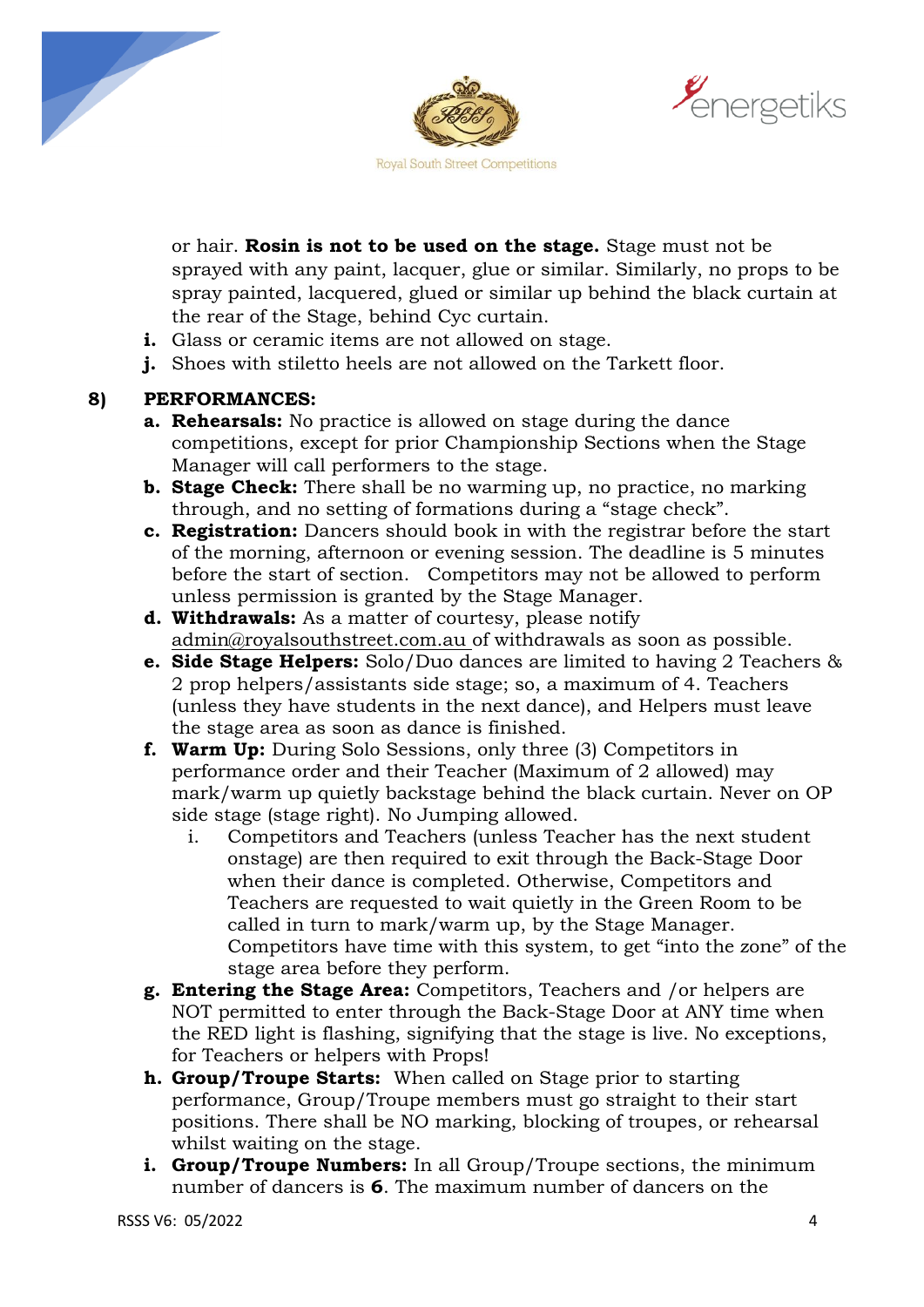or hair. **Rosin is not to be used on the stage.** Stage must not be sprayed with any paint, lacquer, glue or similar. Similarly, no props to be spray painted, lacquered, glued or similar up behind the black curtain at the rear of the Stage, behind Cyc curtain.

i. Glass or ceramic items are not allowed on stage.
j. Shoes with stiletto heels are not allowed on the Tarkett floor.

**8) PERFORMANCES:**

a. **Rehearsals:** No practice is allowed on stage during the dance competitions, except for prior Championship Sections when the Stage Manager will call performers to the stage.
b. **Stage Check:** There shall be no warming up, no practice, no marking through, and no setting of formations during a "stage check".
c. **Registration:** Dancers should book in with the registrar before the start of the morning, afternoon or evening session. The deadline is 5 minutes before the start of section. Competitors may not be allowed to perform unless permission is granted by the Stage Manager.
d. **Withdrawals:** As a matter of courtesy, please notify admin@royalsouthstreet.com.au of withdrawals as soon as possible.
e. **Side Stage Helpers:** Solo/Duo dances are limited to having 2 Teachers & 2 prop helpers/assistants side stage; so, a maximum of 4. Teachers (unless they have students in the next dance), and Helpers must leave the stage area as soon as dance is finished.
f. **Warm Up:** During Solo Sessions, only three (3) Competitors in performance order and their Teacher (Maximum of 2 allowed) may mark/warm up quietly backstage behind the black curtain. Never on OP side stage (stage right). No Jumping allowed.
   i. Competitors and Teachers (unless Teacher has the next student onstage) are then required to exit through the Back-Stage Door when their dance is completed. Otherwise, Competitors and Teachers are requested to wait quietly in the Green Room to be called in turn to mark/warm up, by the Stage Manager. Competitors have time with this system, to get "into the zone" of the stage area before they perform.
g. **Entering the Stage Area:** Competitors, Teachers and /or helpers are NOT permitted to enter through the Back-Stage Door at ANY time when the RED light is flashing, signifying that the stage is live. No exceptions, for Teachers or helpers with Props!
h. **Group/Troupe Starts:** When called on Stage prior to starting performance, Group/Troupe members must go straight to their start positions. There shall be NO marking, blocking of troupes, or rehearsal whilst waiting on the stage.
i. **Group/Troupe Numbers:** In all Group/Troupe sections, the minimum number of dancers is **6**. The maximum number of dancers on the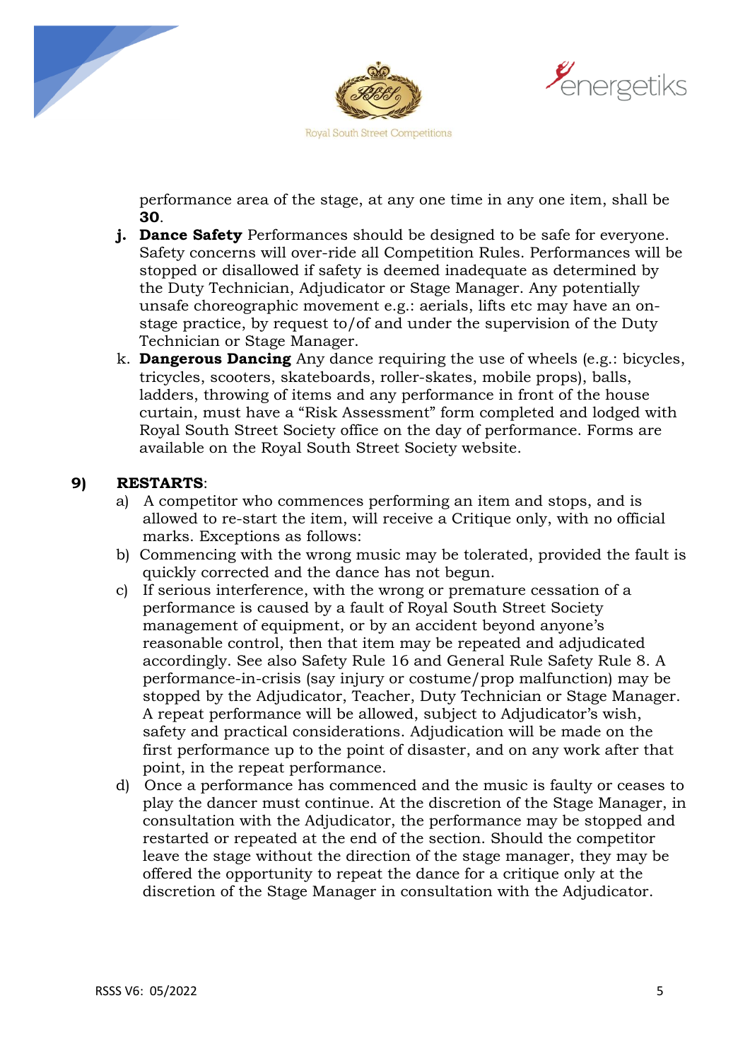performance area of the stage, at any one time in any one item, shall be **30**.

- **j. Dance Safety** Performances should be designed to be safe for everyone. Safety concerns will over-ride all Competition Rules. Performances will be stopped or disallowed if safety is deemed inadequate as determined by the Duty Technician, Adjudicator or Stage Manager. Any potentially unsafe choreographic movement e.g.: aerials, lifts etc may have an on-stage practice, by request to/of and under the supervision of the Duty Technician or Stage Manager.
- k. **Dangerous Dancing** Any dance requiring the use of wheels (e.g.: bicycles, tricycles, scooters, skateboards, roller-skates, mobile props), balls, ladders, throwing of items and any performance in front of the house curtain, must have a "Risk Assessment" form completed and lodged with Royal South Street Society office on the day of performance. Forms are available on the Royal South Street Society website.

## 9) RESTARTS:

a) A competitor who commences performing an item and stops, and is allowed to re-start the item, will receive a Critique only, with no official marks. Exceptions as follows:

b) Commencing with the wrong music may be tolerated, provided the fault is quickly corrected and the dance has not begun.

c) If serious interference, with the wrong or premature cessation of a performance is caused by a fault of Royal South Street Society management of equipment, or by an accident beyond anyone's reasonable control, then that item may be repeated and adjudicated accordingly. See also Safety Rule 16 and General Rule Safety Rule 8. A performance-in-crisis (say injury or costume/prop malfunction) may be stopped by the Adjudicator, Teacher, Duty Technician or Stage Manager. A repeat performance will be allowed, subject to Adjudicator's wish, safety and practical considerations. Adjudication will be made on the first performance up to the point of disaster, and on any work after that point, in the repeat performance.

d) Once a performance has commenced and the music is faulty or ceases to play the dancer must continue. At the discretion of the Stage Manager, in consultation with the Adjudicator, the performance may be stopped and restarted or repeated at the end of the section. Should the competitor leave the stage without the direction of the stage manager, they may be offered the opportunity to repeat the dance for a critique only at the discretion of the Stage Manager in consultation with the Adjudicator.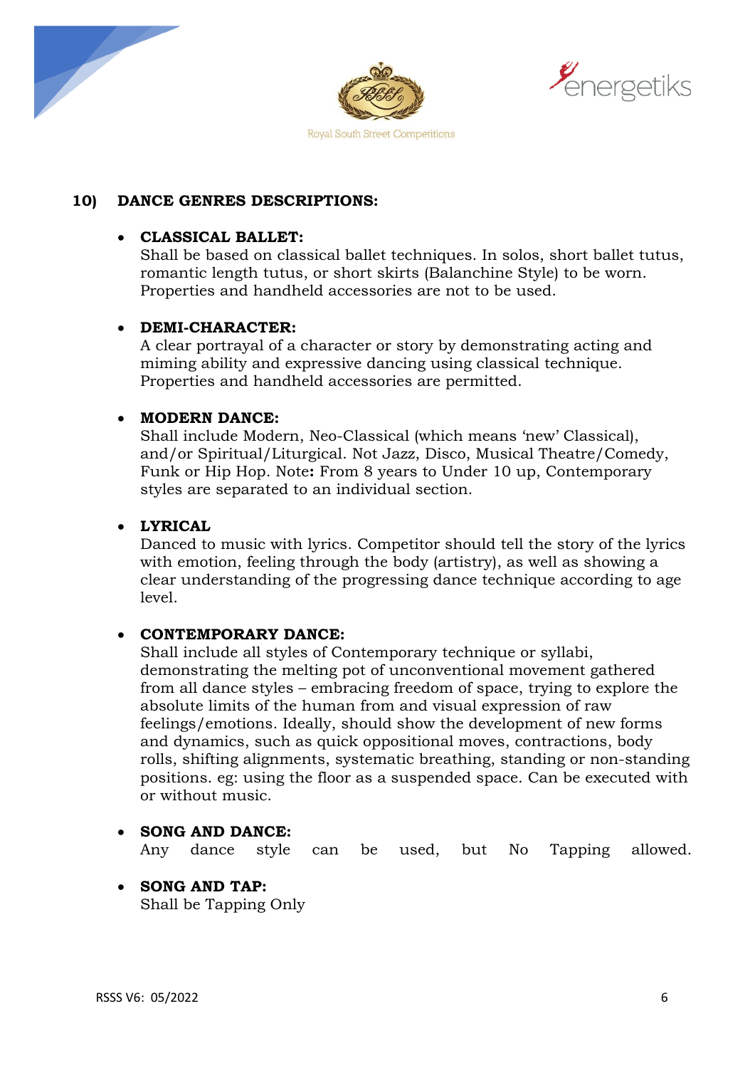## 10) DANCE GENRES DESCRIPTIONS:

- **CLASSICAL BALLET:**
  Shall be based on classical ballet techniques. In solos, short ballet tutus, romantic length tutus, or short skirts (Balanchine Style) to be worn. Properties and handheld accessories are not to be used.

- **DEMI-CHARACTER:**
  A clear portrayal of a character or story by demonstrating acting and miming ability and expressive dancing using classical technique. Properties and handheld accessories are permitted.

- **MODERN DANCE:**
  Shall include Modern, Neo-Classical (which means 'new' Classical), and/or Spiritual/Liturgical. Not Jazz, Disco, Musical Theatre/Comedy, Funk or Hip Hop. Note**:** From 8 years to Under 10 up, Contemporary styles are separated to an individual section.

- **LYRICAL**
  Danced to music with lyrics. Competitor should tell the story of the lyrics with emotion, feeling through the body (artistry), as well as showing a clear understanding of the progressing dance technique according to age level.

- **CONTEMPORARY DANCE:**
  Shall include all styles of Contemporary technique or syllabi, demonstrating the melting pot of unconventional movement gathered from all dance styles – embracing freedom of space, trying to explore the absolute limits of the human from and visual expression of raw feelings/emotions. Ideally, should show the development of new forms and dynamics, such as quick oppositional moves, contractions, body rolls, shifting alignments, systematic breathing, standing or non-standing positions. eg: using the floor as a suspended space. Can be executed with or without music.

- **SONG AND DANCE:**
  Any dance style can be used, but No Tapping allowed.

- **SONG AND TAP:**
  Shall be Tapping Only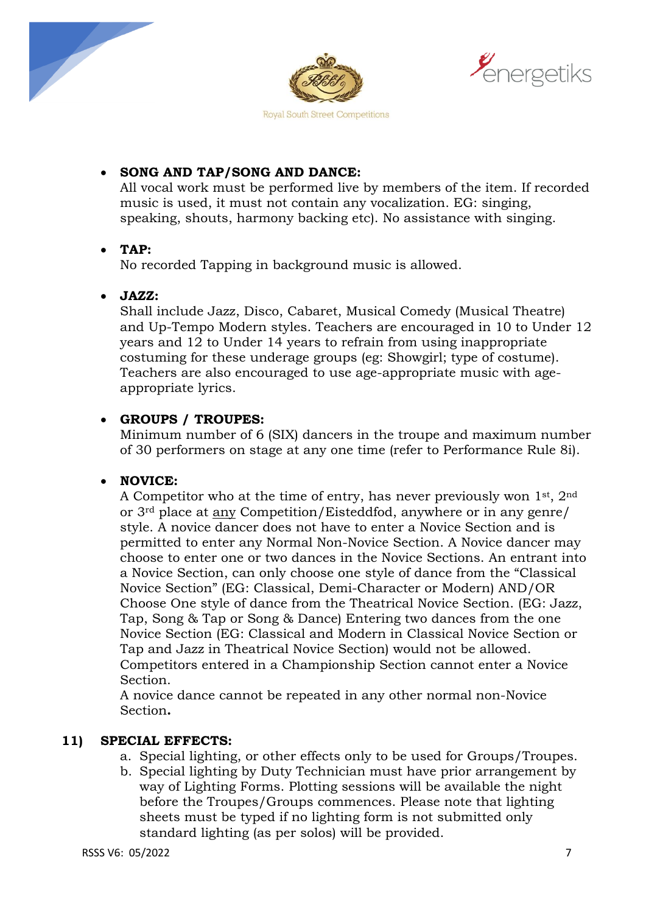- **SONG AND TAP/SONG AND DANCE:**
  All vocal work must be performed live by members of the item. If recorded music is used, it must not contain any vocalization. EG: singing, speaking, shouts, harmony backing etc). No assistance with singing.

- **TAP:**
  No recorded Tapping in background music is allowed.

- **JAZZ:**
  Shall include Jazz, Disco, Cabaret, Musical Comedy (Musical Theatre) and Up-Tempo Modern styles. Teachers are encouraged in 10 to Under 12 years and 12 to Under 14 years to refrain from using inappropriate costuming for these underage groups (eg: Showgirl; type of costume). Teachers are also encouraged to use age-appropriate music with age-appropriate lyrics.

- **GROUPS / TROUPES:**
  Minimum number of 6 (SIX) dancers in the troupe and maximum number of 30 performers on stage at any one time (refer to Performance Rule 8i).

- **NOVICE:**
  A Competitor who at the time of entry, has never previously won 1st, 2nd or 3rd place at <u>any</u> Competition/Eisteddfod, anywhere or in any genre/ style. A novice dancer does not have to enter a Novice Section and is permitted to enter any Normal Non-Novice Section. A Novice dancer may choose to enter one or two dances in the Novice Sections. An entrant into a Novice Section, can only choose one style of dance from the "Classical Novice Section" (EG: Classical, Demi-Character or Modern) AND/OR Choose One style of dance from the Theatrical Novice Section. (EG: Jazz, Tap, Song & Tap or Song & Dance) Entering two dances from the one Novice Section (EG: Classical and Modern in Classical Novice Section or Tap and Jazz in Theatrical Novice Section) would not be allowed. Competitors entered in a Championship Section cannot enter a Novice Section.
  A novice dance cannot be repeated in any other normal non-Novice Section**.**

**11) SPECIAL EFFECTS:**

a. Special lighting, or other effects only to be used for Groups/Troupes.
b. Special lighting by Duty Technician must have prior arrangement by way of Lighting Forms. Plotting sessions will be available the night before the Troupes/Groups commences. Please note that lighting sheets must be typed if no lighting form is not submitted only standard lighting (as per solos) will be provided.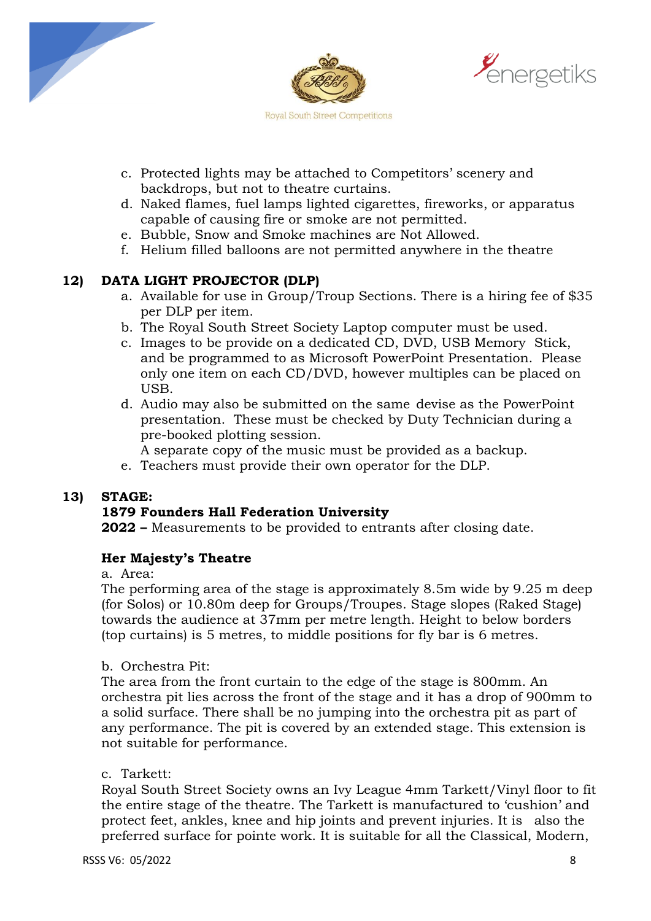c. Protected lights may be attached to Competitors' scenery and backdrops, but not to theatre curtains.
d. Naked flames, fuel lamps lighted cigarettes, fireworks, or apparatus capable of causing fire or smoke are not permitted.
e. Bubble, Snow and Smoke machines are Not Allowed.
f. Helium filled balloons are not permitted anywhere in the theatre

## 12) DATA LIGHT PROJECTOR (DLP)

a. Available for use in Group/Troup Sections. There is a hiring fee of $35 per DLP per item.
b. The Royal South Street Society Laptop computer must be used.
c. Images to be provide on a dedicated CD, DVD, USB Memory Stick, and be programmed to as Microsoft PowerPoint Presentation. Please only one item on each CD/DVD, however multiples can be placed on USB.
d. Audio may also be submitted on the same devise as the PowerPoint presentation. These must be checked by Duty Technician during a pre-booked plotting session.
   A separate copy of the music must be provided as a backup.
e. Teachers must provide their own operator for the DLP.

## 13) STAGE:

**1879 Founders Hall Federation University**

**2022 –** Measurements to be provided to entrants after closing date.

**Her Majesty's Theatre**

a. Area:

The performing area of the stage is approximately 8.5m wide by 9.25 m deep (for Solos) or 10.80m deep for Groups/Troupes. Stage slopes (Raked Stage) towards the audience at 37mm per metre length. Height to below borders (top curtains) is 5 metres, to middle positions for fly bar is 6 metres.

b. Orchestra Pit:

The area from the front curtain to the edge of the stage is 800mm. An orchestra pit lies across the front of the stage and it has a drop of 900mm to a solid surface. There shall be no jumping into the orchestra pit as part of any performance. The pit is covered by an extended stage. This extension is not suitable for performance.

c. Tarkett:

Royal South Street Society owns an Ivy League 4mm Tarkett/Vinyl floor to fit the entire stage of the theatre. The Tarkett is manufactured to 'cushion' and protect feet, ankles, knee and hip joints and prevent injuries. It is also the preferred surface for pointe work. It is suitable for all the Classical, Modern,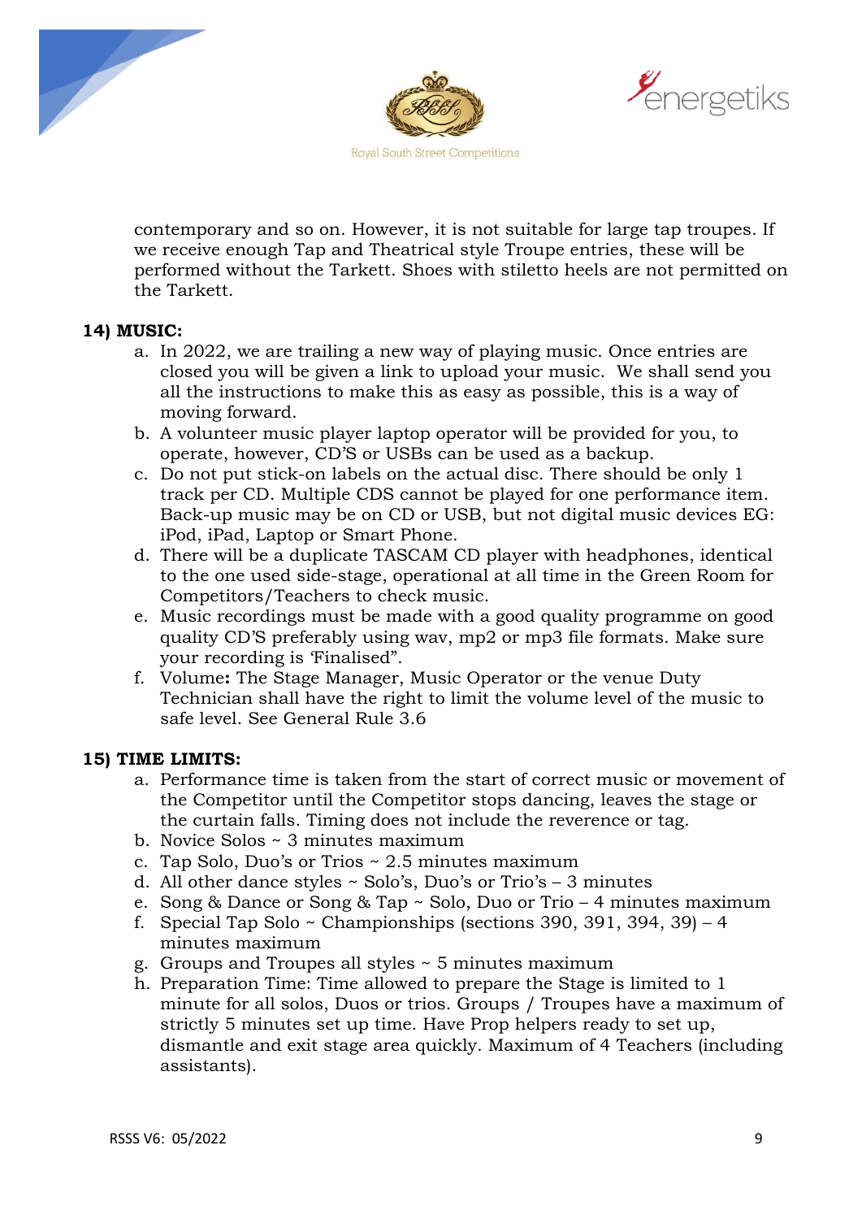contemporary and so on. However, it is not suitable for large tap troupes. If we receive enough Tap and Theatrical style Troupe entries, these will be performed without the Tarkett. Shoes with stiletto heels are not permitted on the Tarkett.

**14) MUSIC:**

a. In 2022, we are trailing a new way of playing music. Once entries are closed you will be given a link to upload your music. We shall send you all the instructions to make this as easy as possible, this is a way of moving forward.
b. A volunteer music player laptop operator will be provided for you, to operate, however, CD'S or USBs can be used as a backup.
c. Do not put stick-on labels on the actual disc. There should be only 1 track per CD. Multiple CDS cannot be played for one performance item. Back-up music may be on CD or USB, but not digital music devices EG: iPod, iPad, Laptop or Smart Phone.
d. There will be a duplicate TASCAM CD player with headphones, identical to the one used side-stage, operational at all time in the Green Room for Competitors/Teachers to check music.
e. Music recordings must be made with a good quality programme on good quality CD'S preferably using wav, mp2 or mp3 file formats. Make sure your recording is 'Finalised".
f. Volume**:** The Stage Manager, Music Operator or the venue Duty Technician shall have the right to limit the volume level of the music to safe level. See General Rule 3.6

**15) TIME LIMITS:**

a. Performance time is taken from the start of correct music or movement of the Competitor until the Competitor stops dancing, leaves the stage or the curtain falls. Timing does not include the reverence or tag.
b. Novice Solos ~ 3 minutes maximum
c. Tap Solo, Duo's or Trios ~ 2.5 minutes maximum
d. All other dance styles ~ Solo's, Duo's or Trio's – 3 minutes
e. Song & Dance or Song & Tap ~ Solo, Duo or Trio – 4 minutes maximum
f. Special Tap Solo ~ Championships (sections 390, 391, 394, 39) – 4 minutes maximum
g. Groups and Troupes all styles ~ 5 minutes maximum
h. Preparation Time: Time allowed to prepare the Stage is limited to 1 minute for all solos, Duos or trios. Groups / Troupes have a maximum of strictly 5 minutes set up time. Have Prop helpers ready to set up, dismantle and exit stage area quickly. Maximum of 4 Teachers (including assistants).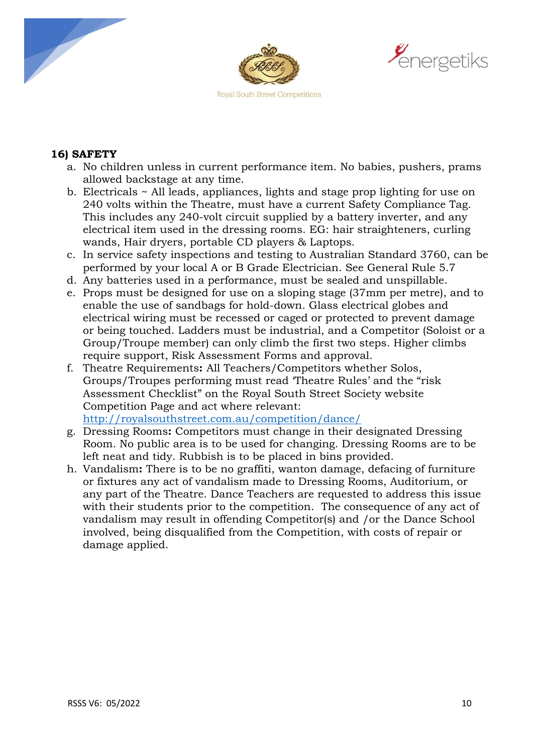## 16) SAFETY

a. No children unless in current performance item. No babies, pushers, prams allowed backstage at any time.
b. Electricals ~ All leads, appliances, lights and stage prop lighting for use on 240 volts within the Theatre, must have a current Safety Compliance Tag. This includes any 240-volt circuit supplied by a battery inverter, and any electrical item used in the dressing rooms. EG: hair straighteners, curling wands, Hair dryers, portable CD players & Laptops.
c. In service safety inspections and testing to Australian Standard 3760, can be performed by your local A or B Grade Electrician. See General Rule 5.7
d. Any batteries used in a performance, must be sealed and unspillable.
e. Props must be designed for use on a sloping stage (37mm per metre), and to enable the use of sandbags for hold-down. Glass electrical globes and electrical wiring must be recessed or caged or protected to prevent damage or being touched. Ladders must be industrial, and a Competitor (Soloist or a Group/Troupe member) can only climb the first two steps. Higher climbs require support, Risk Assessment Forms and approval.
f. Theatre Requirements**:** All Teachers/Competitors whether Solos, Groups/Troupes performing must read 'Theatre Rules' and the "risk Assessment Checklist" on the Royal South Street Society website Competition Page and act where relevant: [http://royalsouthstreet.com.au/competition/dance/](http://royalsouthstreet.com.au/competition/dance/)
g. Dressing Rooms**:** Competitors must change in their designated Dressing Room. No public area is to be used for changing. Dressing Rooms are to be left neat and tidy. Rubbish is to be placed in bins provided.
h. Vandalism**:** There is to be no graffiti, wanton damage, defacing of furniture or fixtures any act of vandalism made to Dressing Rooms, Auditorium, or any part of the Theatre. Dance Teachers are requested to address this issue with their students prior to the competition. The consequence of any act of vandalism may result in offending Competitor(s) and /or the Dance School involved, being disqualified from the Competition, with costs of repair or damage applied.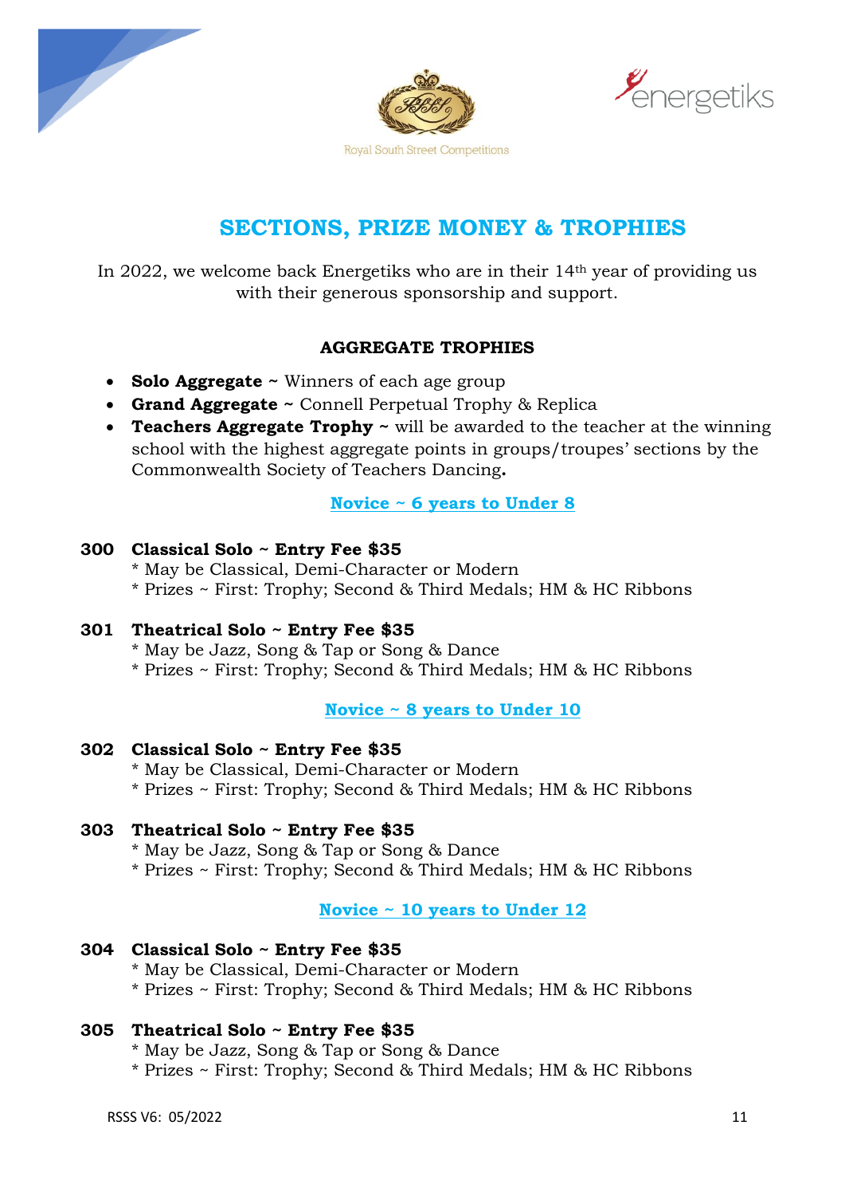Royal South Street Competitions

energetiks

# SECTIONS, PRIZE MONEY & TROPHIES

In 2022, we welcome back Energetiks who are in their 14th year of providing us with their generous sponsorship and support.

### AGGREGATE TROPHIES

- **Solo Aggregate ~** Winners of each age group
- **Grand Aggregate ~** Connell Perpetual Trophy & Replica
- **Teachers Aggregate Trophy ~** will be awarded to the teacher at the winning school with the highest aggregate points in groups/troupes' sections by the Commonwealth Society of Teachers Dancing**.**

## Novice ~ 6 years to Under 8

**300 Classical Solo ~ Entry Fee $35**
* May be Classical, Demi-Character or Modern
* Prizes ~ First: Trophy; Second & Third Medals; HM & HC Ribbons

**301 Theatrical Solo ~ Entry Fee $35**
* May be Jazz, Song & Tap or Song & Dance
* Prizes ~ First: Trophy; Second & Third Medals; HM & HC Ribbons

## Novice ~ 8 years to Under 10

**302 Classical Solo ~ Entry Fee $35**
* May be Classical, Demi-Character or Modern
* Prizes ~ First: Trophy; Second & Third Medals; HM & HC Ribbons

**303 Theatrical Solo ~ Entry Fee $35**
* May be Jazz, Song & Tap or Song & Dance
* Prizes ~ First: Trophy; Second & Third Medals; HM & HC Ribbons

## Novice ~ 10 years to Under 12

**304 Classical Solo ~ Entry Fee $35**
* May be Classical, Demi-Character or Modern
* Prizes ~ First: Trophy; Second & Third Medals; HM & HC Ribbons

**305 Theatrical Solo ~ Entry Fee $35**
* May be Jazz, Song & Tap or Song & Dance
* Prizes ~ First: Trophy; Second & Third Medals; HM & HC Ribbons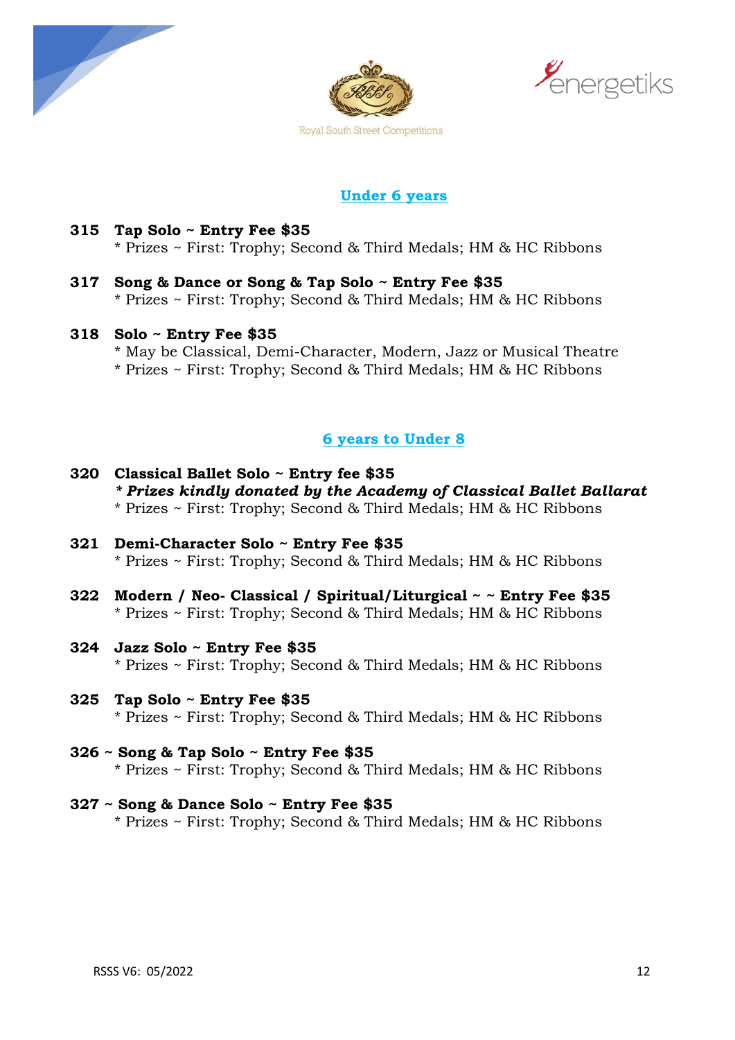## Under 6 years

**315 Tap Solo ~ Entry Fee $35**
* Prizes ~ First: Trophy; Second & Third Medals; HM & HC Ribbons

**317 Song & Dance or Song & Tap Solo ~ Entry Fee $35**
* Prizes ~ First: Trophy; Second & Third Medals; HM & HC Ribbons

**318 Solo ~ Entry Fee $35**
* May be Classical, Demi-Character, Modern, Jazz or Musical Theatre
* Prizes ~ First: Trophy; Second & Third Medals; HM & HC Ribbons

## 6 years to Under 8

**320 Classical Ballet Solo ~ Entry fee $35**
***\* Prizes kindly donated by the Academy of Classical Ballet Ballarat***
* Prizes ~ First: Trophy; Second & Third Medals; HM & HC Ribbons

**321 Demi-Character Solo ~ Entry Fee $35**
* Prizes ~ First: Trophy; Second & Third Medals; HM & HC Ribbons

**322 Modern / Neo- Classical / Spiritual/Liturgical ~ ~ Entry Fee $35**
* Prizes ~ First: Trophy; Second & Third Medals; HM & HC Ribbons

**324 Jazz Solo ~ Entry Fee $35**
* Prizes ~ First: Trophy; Second & Third Medals; HM & HC Ribbons

**325 Tap Solo ~ Entry Fee $35**
* Prizes ~ First: Trophy; Second & Third Medals; HM & HC Ribbons

**326 ~ Song & Tap Solo ~ Entry Fee $35**
* Prizes ~ First: Trophy; Second & Third Medals; HM & HC Ribbons

**327 ~ Song & Dance Solo ~ Entry Fee $35**
* Prizes ~ First: Trophy; Second & Third Medals; HM & HC Ribbons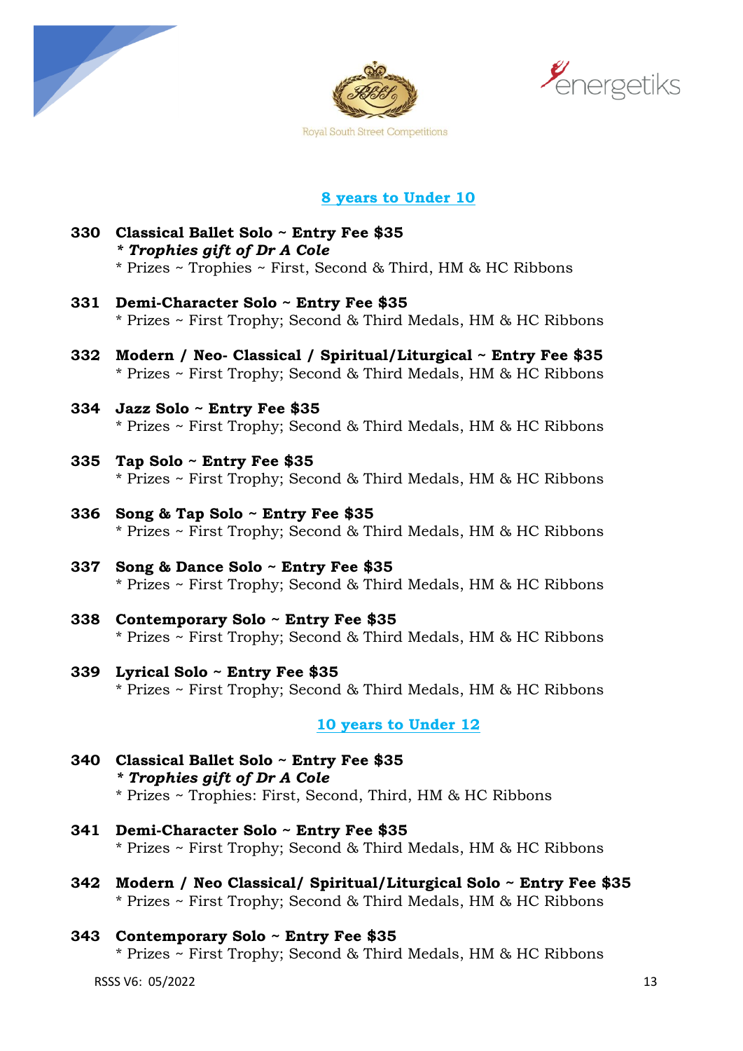## 8 years to Under 10

**330 Classical Ballet Solo ~ Entry Fee $35**
***\* Trophies gift of Dr A Cole***
\* Prizes ~ Trophies ~ First, Second & Third, HM & HC Ribbons

**331 Demi-Character Solo ~ Entry Fee $35**
\* Prizes ~ First Trophy; Second & Third Medals, HM & HC Ribbons

**332 Modern / Neo- Classical / Spiritual/Liturgical ~ Entry Fee $35**
\* Prizes ~ First Trophy; Second & Third Medals, HM & HC Ribbons

**334 Jazz Solo ~ Entry Fee $35**
\* Prizes ~ First Trophy; Second & Third Medals, HM & HC Ribbons

**335 Tap Solo ~ Entry Fee $35**
\* Prizes ~ First Trophy; Second & Third Medals, HM & HC Ribbons

**336 Song & Tap Solo ~ Entry Fee $35**
\* Prizes ~ First Trophy; Second & Third Medals, HM & HC Ribbons

**337 Song & Dance Solo ~ Entry Fee $35**
\* Prizes ~ First Trophy; Second & Third Medals, HM & HC Ribbons

**338 Contemporary Solo ~ Entry Fee $35**
\* Prizes ~ First Trophy; Second & Third Medals, HM & HC Ribbons

**339 Lyrical Solo ~ Entry Fee $35**
\* Prizes ~ First Trophy; Second & Third Medals, HM & HC Ribbons

## 10 years to Under 12

**340 Classical Ballet Solo ~ Entry Fee $35**
***\* Trophies gift of Dr A Cole***
\* Prizes ~ Trophies: First, Second, Third, HM & HC Ribbons

**341 Demi-Character Solo ~ Entry Fee $35**
\* Prizes ~ First Trophy; Second & Third Medals, HM & HC Ribbons

**342 Modern / Neo Classical/ Spiritual/Liturgical Solo ~ Entry Fee $35**
\* Prizes ~ First Trophy; Second & Third Medals, HM & HC Ribbons

**343 Contemporary Solo ~ Entry Fee $35**
\* Prizes ~ First Trophy; Second & Third Medals, HM & HC Ribbons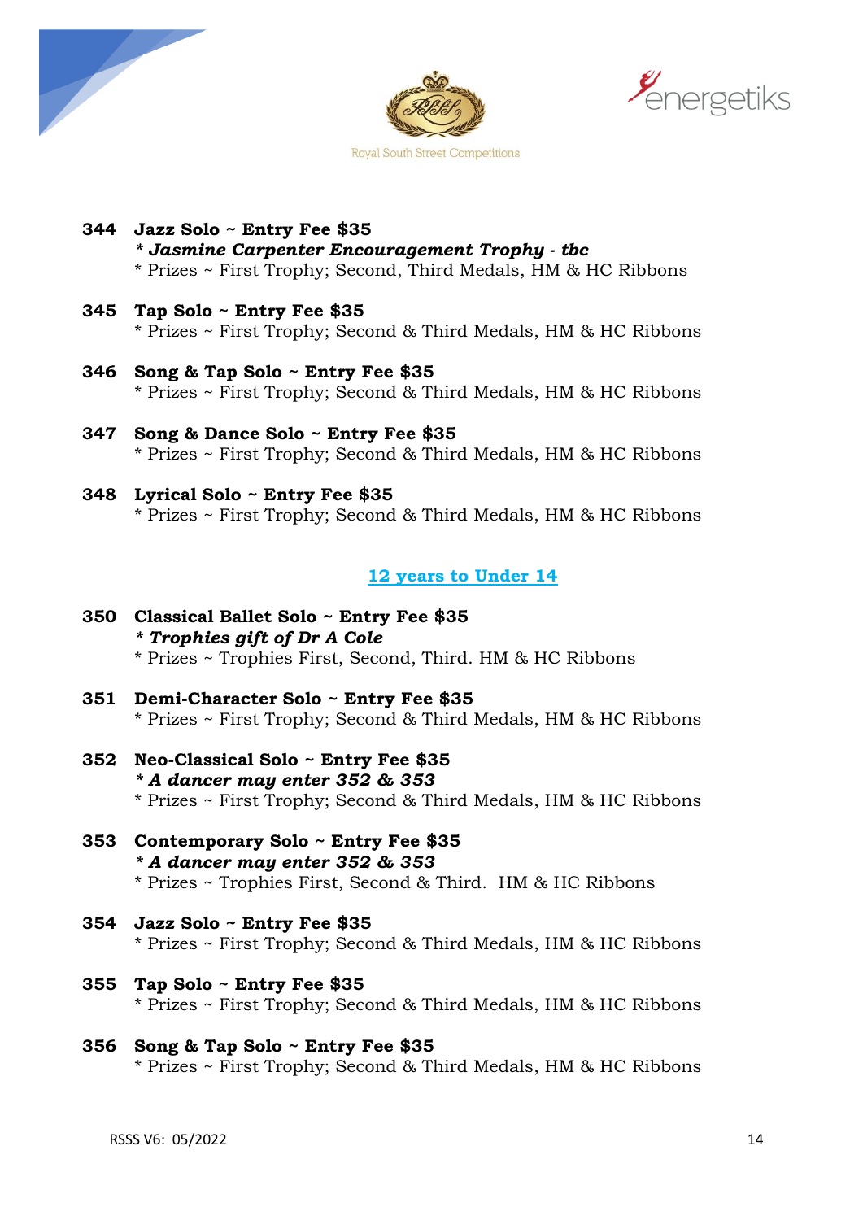**344 Jazz Solo ~ Entry Fee $35**
***Jasmine Carpenter Encouragement Trophy - tbc***
* Prizes ~ First Trophy; Second, Third Medals, HM & HC Ribbons

**345 Tap Solo ~ Entry Fee $35**
* Prizes ~ First Trophy; Second & Third Medals, HM & HC Ribbons

**346 Song & Tap Solo ~ Entry Fee $35**
* Prizes ~ First Trophy; Second & Third Medals, HM & HC Ribbons

**347 Song & Dance Solo ~ Entry Fee $35**
* Prizes ~ First Trophy; Second & Third Medals, HM & HC Ribbons

**348 Lyrical Solo ~ Entry Fee $35**
* Prizes ~ First Trophy; Second & Third Medals, HM & HC Ribbons

## 12 years to Under 14

**350 Classical Ballet Solo ~ Entry Fee $35**
***Trophies gift of Dr A Cole***
* Prizes ~ Trophies First, Second, Third. HM & HC Ribbons

**351 Demi-Character Solo ~ Entry Fee $35**
* Prizes ~ First Trophy; Second & Third Medals, HM & HC Ribbons

**352 Neo-Classical Solo ~ Entry Fee $35**
***A dancer may enter 352 & 353***
* Prizes ~ First Trophy; Second & Third Medals, HM & HC Ribbons

**353 Contemporary Solo ~ Entry Fee $35**
***A dancer may enter 352 & 353***
* Prizes ~ Trophies First, Second & Third. HM & HC Ribbons

**354 Jazz Solo ~ Entry Fee $35**
* Prizes ~ First Trophy; Second & Third Medals, HM & HC Ribbons

**355 Tap Solo ~ Entry Fee $35**
* Prizes ~ First Trophy; Second & Third Medals, HM & HC Ribbons

**356 Song & Tap Solo ~ Entry Fee $35**
* Prizes ~ First Trophy; Second & Third Medals, HM & HC Ribbons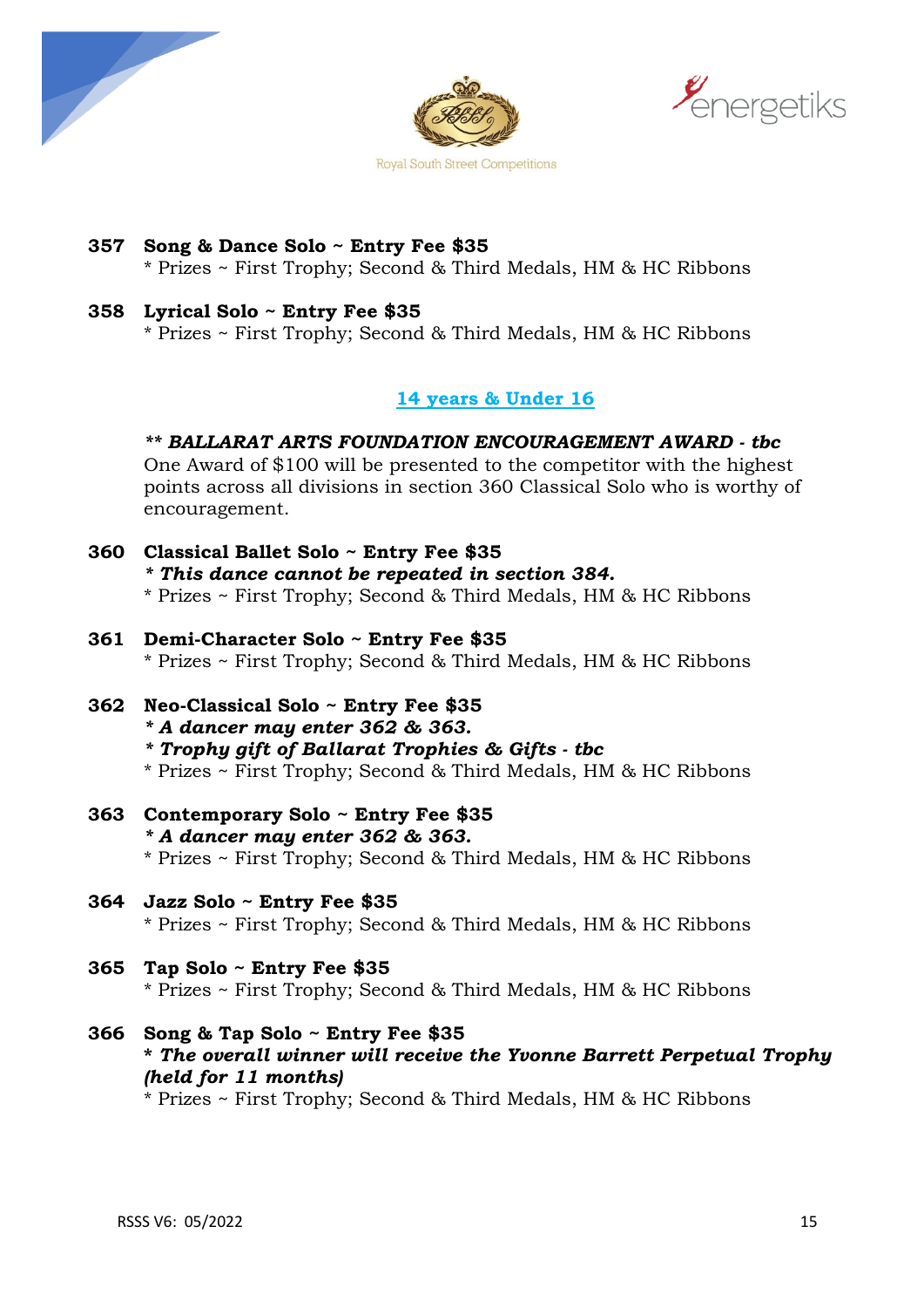**357 Song & Dance Solo ~ Entry Fee $35**
* Prizes ~ First Trophy; Second & Third Medals, HM & HC Ribbons

**358 Lyrical Solo ~ Entry Fee $35**
* Prizes ~ First Trophy; Second & Third Medals, HM & HC Ribbons

## 14 years & Under 16

***** BALLARAT ARTS FOUNDATION ENCOURAGEMENT AWARD - tbc***
One Award of $100 will be presented to the competitor with the highest points across all divisions in section 360 Classical Solo who is worthy of encouragement.

**360 Classical Ballet Solo ~ Entry Fee $35**
***\* This dance cannot be repeated in section 384.***
* Prizes ~ First Trophy; Second & Third Medals, HM & HC Ribbons

**361 Demi-Character Solo ~ Entry Fee $35**
* Prizes ~ First Trophy; Second & Third Medals, HM & HC Ribbons

**362 Neo-Classical Solo ~ Entry Fee $35**
***\* A dancer may enter 362 & 363.***
***\* Trophy gift of Ballarat Trophies & Gifts - tbc***
* Prizes ~ First Trophy; Second & Third Medals, HM & HC Ribbons

**363 Contemporary Solo ~ Entry Fee $35**
***\* A dancer may enter 362 & 363.***
* Prizes ~ First Trophy; Second & Third Medals, HM & HC Ribbons

**364 Jazz Solo ~ Entry Fee $35**
* Prizes ~ First Trophy; Second & Third Medals, HM & HC Ribbons

**365 Tap Solo ~ Entry Fee $35**
* Prizes ~ First Trophy; Second & Third Medals, HM & HC Ribbons

**366 Song & Tap Solo ~ Entry Fee $35**
***\* The overall winner will receive the Yvonne Barrett Perpetual Trophy (held for 11 months)***
* Prizes ~ First Trophy; Second & Third Medals, HM & HC Ribbons

RSSS V6: 05/2022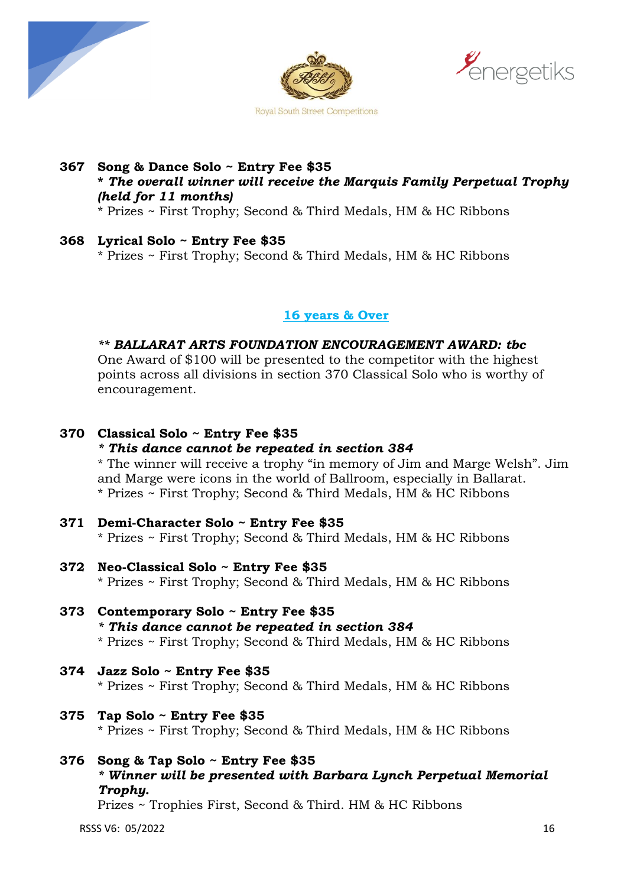**367 Song & Dance Solo ~ Entry Fee $35**
***\* The overall winner will receive the Marquis Family Perpetual Trophy (held for 11 months)***
\* Prizes ~ First Trophy; Second & Third Medals, HM & HC Ribbons

**368 Lyrical Solo ~ Entry Fee $35**
\* Prizes ~ First Trophy; Second & Third Medals, HM & HC Ribbons

## 16 years & Over

***\*\* BALLARAT ARTS FOUNDATION ENCOURAGEMENT AWARD: tbc***
One Award of $100 will be presented to the competitor with the highest points across all divisions in section 370 Classical Solo who is worthy of encouragement.

**370 Classical Solo ~ Entry Fee $35**
***\* This dance cannot be repeated in section 384***
\* The winner will receive a trophy "in memory of Jim and Marge Welsh". Jim and Marge were icons in the world of Ballroom, especially in Ballarat.
\* Prizes ~ First Trophy; Second & Third Medals, HM & HC Ribbons

**371 Demi-Character Solo ~ Entry Fee $35**
\* Prizes ~ First Trophy; Second & Third Medals, HM & HC Ribbons

**372 Neo-Classical Solo ~ Entry Fee $35**
\* Prizes ~ First Trophy; Second & Third Medals, HM & HC Ribbons

**373 Contemporary Solo ~ Entry Fee $35**
***\* This dance cannot be repeated in section 384***
\* Prizes ~ First Trophy; Second & Third Medals, HM & HC Ribbons

**374 Jazz Solo ~ Entry Fee $35**
\* Prizes ~ First Trophy; Second & Third Medals, HM & HC Ribbons

**375 Tap Solo ~ Entry Fee $35**
\* Prizes ~ First Trophy; Second & Third Medals, HM & HC Ribbons

**376 Song & Tap Solo ~ Entry Fee $35**
***\* Winner will be presented with Barbara Lynch Perpetual Memorial Trophy.***
Prizes ~ Trophies First, Second & Third. HM & HC Ribbons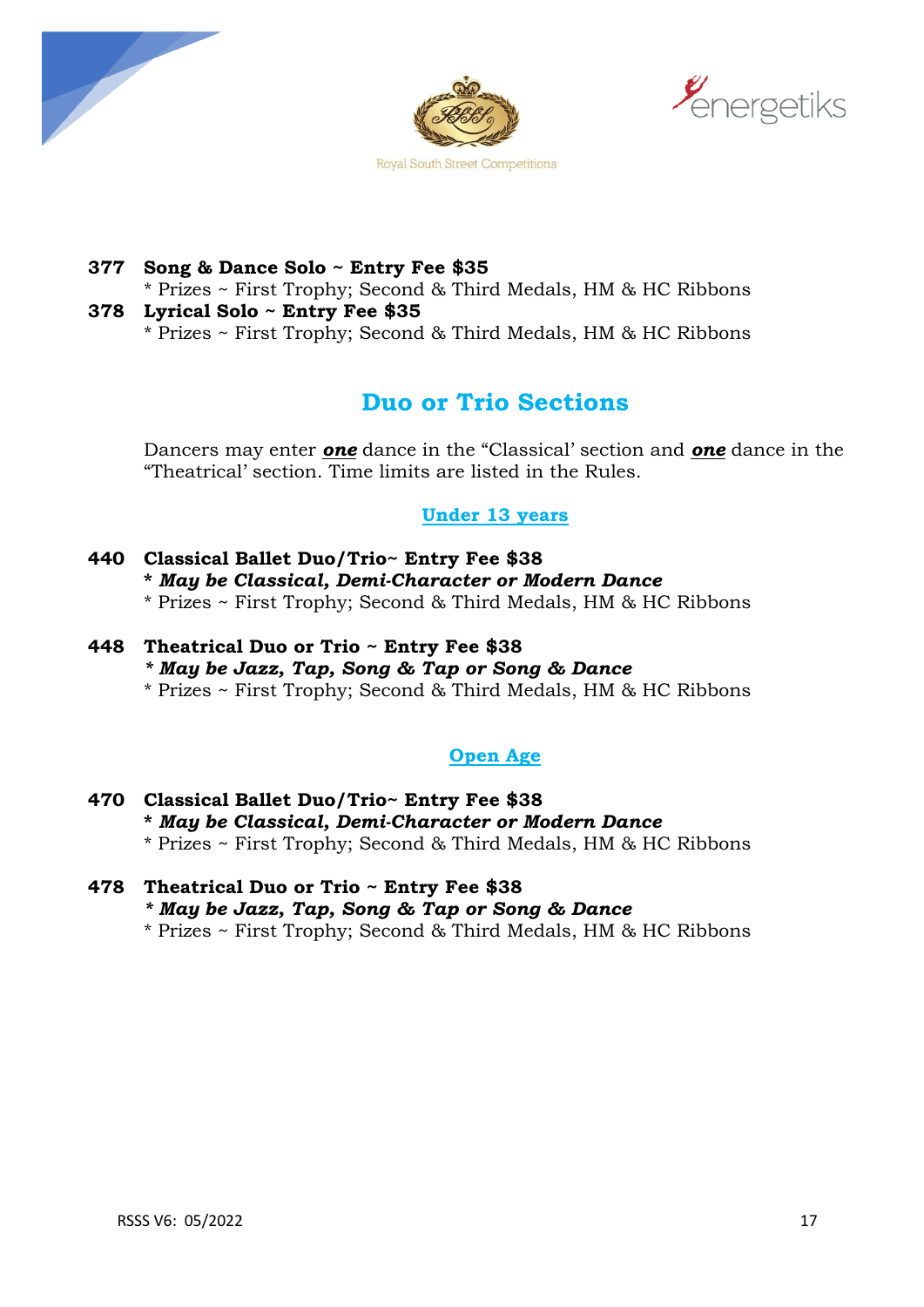**377 Song & Dance Solo ~ Entry Fee $35**
* Prizes ~ First Trophy; Second & Third Medals, HM & HC Ribbons

**378 Lyrical Solo ~ Entry Fee $35**
* Prizes ~ First Trophy; Second & Third Medals, HM & HC Ribbons

## Duo or Trio Sections

Dancers may enter ***one*** dance in the "Classical' section and ***one*** dance in the "Theatrical' section. Time limits are listed in the Rules.

### Under 13 years

**440 Classical Ballet Duo/Trio~ Entry Fee $38**
***\* May be Classical, Demi-Character or Modern Dance***
* Prizes ~ First Trophy; Second & Third Medals, HM & HC Ribbons

**448 Theatrical Duo or Trio ~ Entry Fee $38**
***\* May be Jazz, Tap, Song & Tap or Song & Dance***
* Prizes ~ First Trophy; Second & Third Medals, HM & HC Ribbons

### Open Age

**470 Classical Ballet Duo/Trio~ Entry Fee $38**
***\* May be Classical, Demi-Character or Modern Dance***
* Prizes ~ First Trophy; Second & Third Medals, HM & HC Ribbons

**478 Theatrical Duo or Trio ~ Entry Fee $38**
***\* May be Jazz, Tap, Song & Tap or Song & Dance***
* Prizes ~ First Trophy; Second & Third Medals, HM & HC Ribbons

RSSS V6: 05/2022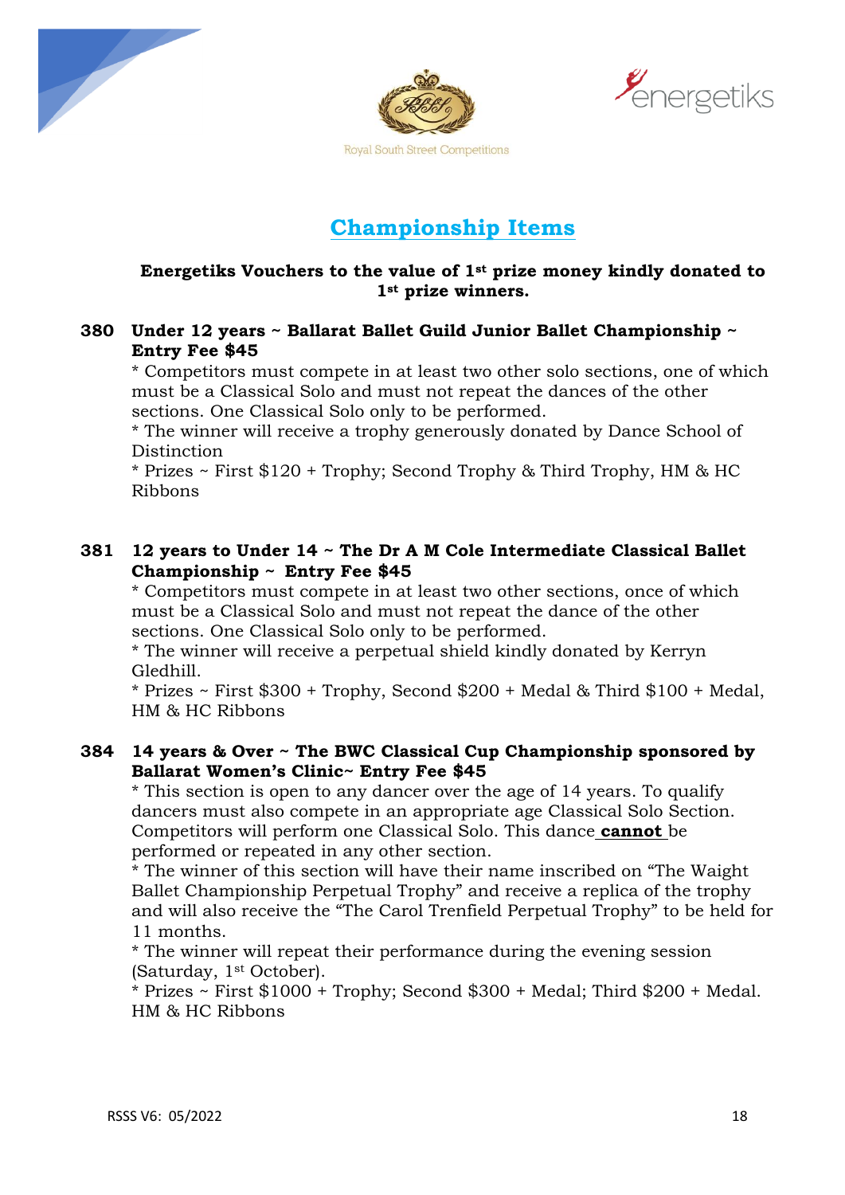Royal South Street Competitions

energetiks

# Championship Items

**Energetiks Vouchers to the value of 1st prize money kindly donated to 1st prize winners.**

**380 Under 12 years ~ Ballarat Ballet Guild Junior Ballet Championship ~ Entry Fee $45**

* Competitors must compete in at least two other solo sections, one of which must be a Classical Solo and must not repeat the dances of the other sections. One Classical Solo only to be performed.
* The winner will receive a trophy generously donated by Dance School of Distinction
* Prizes ~ First $120 + Trophy; Second Trophy & Third Trophy, HM & HC Ribbons

**381 12 years to Under 14 ~ The Dr A M Cole Intermediate Classical Ballet Championship ~ Entry Fee $45**

* Competitors must compete in at least two other sections, once of which must be a Classical Solo and must not repeat the dance of the other sections. One Classical Solo only to be performed.
* The winner will receive a perpetual shield kindly donated by Kerryn Gledhill.
* Prizes ~ First $300 + Trophy, Second $200 + Medal & Third $100 + Medal, HM & HC Ribbons

**384 14 years & Over ~ The BWC Classical Cup Championship sponsored by Ballarat Women's Clinic~ Entry Fee $45**

* This section is open to any dancer over the age of 14 years. To qualify dancers must also compete in an appropriate age Classical Solo Section. Competitors will perform one Classical Solo. This dance **cannot** be performed or repeated in any other section.
* The winner of this section will have their name inscribed on "The Waight Ballet Championship Perpetual Trophy" and receive a replica of the trophy and will also receive the "The Carol Trenfield Perpetual Trophy" to be held for 11 months.
* The winner will repeat their performance during the evening session (Saturday, 1st October).
* Prizes ~ First $1000 + Trophy; Second $300 + Medal; Third $200 + Medal. HM & HC Ribbons

RSSS V6: 05/2022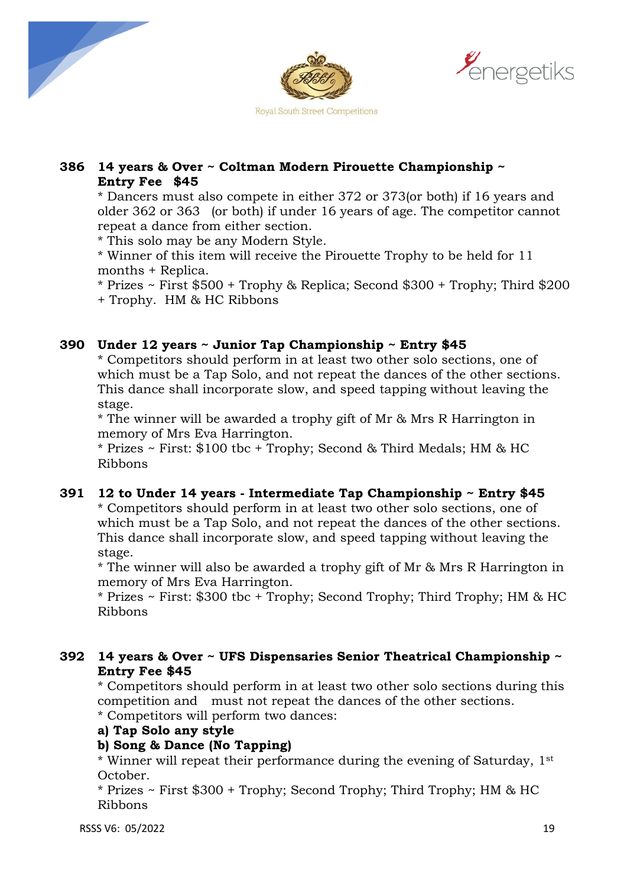**386 14 years & Over ~ Coltman Modern Pirouette Championship ~ Entry Fee $45**

* Dancers must also compete in either 372 or 373(or both) if 16 years and older 362 or 363 (or both) if under 16 years of age. The competitor cannot repeat a dance from either section.
* This solo may be any Modern Style.
* Winner of this item will receive the Pirouette Trophy to be held for 11 months + Replica.
* Prizes ~ First $500 + Trophy & Replica; Second $300 + Trophy; Third $200 + Trophy. HM & HC Ribbons

**390 Under 12 years ~ Junior Tap Championship ~ Entry $45**

* Competitors should perform in at least two other solo sections, one of which must be a Tap Solo, and not repeat the dances of the other sections. This dance shall incorporate slow, and speed tapping without leaving the stage.
* The winner will be awarded a trophy gift of Mr & Mrs R Harrington in memory of Mrs Eva Harrington.
* Prizes ~ First: $100 tbc + Trophy; Second & Third Medals; HM & HC Ribbons

**391 12 to Under 14 years - Intermediate Tap Championship ~ Entry $45**

* Competitors should perform in at least two other solo sections, one of which must be a Tap Solo, and not repeat the dances of the other sections. This dance shall incorporate slow, and speed tapping without leaving the stage.
* The winner will also be awarded a trophy gift of Mr & Mrs R Harrington in memory of Mrs Eva Harrington.
* Prizes ~ First: $300 tbc + Trophy; Second Trophy; Third Trophy; HM & HC Ribbons

**392 14 years & Over ~ UFS Dispensaries Senior Theatrical Championship ~ Entry Fee $45**

* Competitors should perform in at least two other solo sections during this competition and must not repeat the dances of the other sections.
* Competitors will perform two dances:

**a) Tap Solo any style**

**b) Song & Dance (No Tapping)**

* Winner will repeat their performance during the evening of Saturday, 1st October.
* Prizes ~ First $300 + Trophy; Second Trophy; Third Trophy; HM & HC Ribbons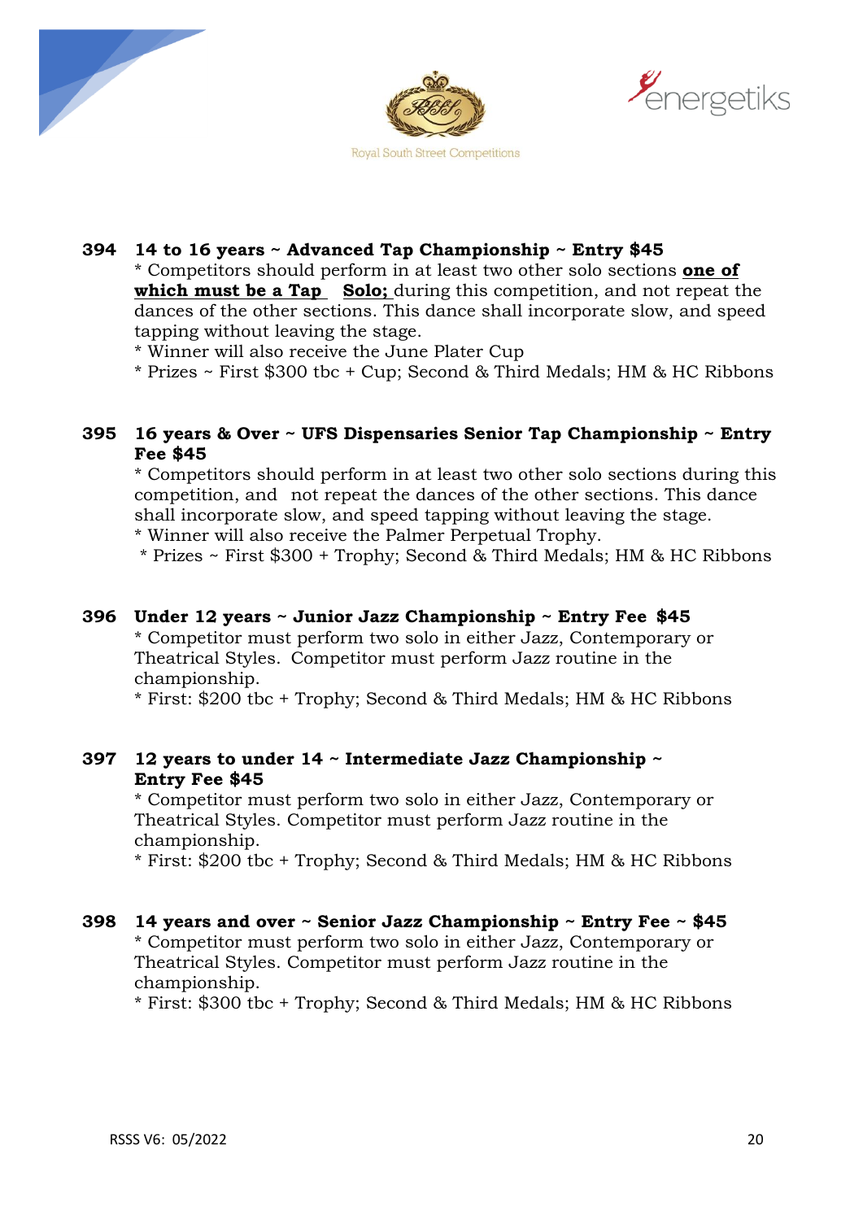**394 14 to 16 years ~ Advanced Tap Championship ~ Entry $45**

* Competitors should perform in at least two other solo sections **one of which must be a Tap Solo;** during this competition, and not repeat the dances of the other sections. This dance shall incorporate slow, and speed tapping without leaving the stage.
* Winner will also receive the June Plater Cup
* Prizes ~ First $300 tbc + Cup; Second & Third Medals; HM & HC Ribbons

**395 16 years & Over ~ UFS Dispensaries Senior Tap Championship ~ Entry Fee $45**

* Competitors should perform in at least two other solo sections during this competition, and not repeat the dances of the other sections. This dance shall incorporate slow, and speed tapping without leaving the stage.
* Winner will also receive the Palmer Perpetual Trophy.
* Prizes ~ First $300 + Trophy; Second & Third Medals; HM & HC Ribbons

**396 Under 12 years ~ Junior Jazz Championship ~ Entry Fee $45**

* Competitor must perform two solo in either Jazz, Contemporary or Theatrical Styles. Competitor must perform Jazz routine in the championship.
* First: $200 tbc + Trophy; Second & Third Medals; HM & HC Ribbons

**397 12 years to under 14 ~ Intermediate Jazz Championship ~ Entry Fee $45**

* Competitor must perform two solo in either Jazz, Contemporary or Theatrical Styles. Competitor must perform Jazz routine in the championship.
* First: $200 tbc + Trophy; Second & Third Medals; HM & HC Ribbons

**398 14 years and over ~ Senior Jazz Championship ~ Entry Fee ~ $45**

* Competitor must perform two solo in either Jazz, Contemporary or Theatrical Styles. Competitor must perform Jazz routine in the championship.
* First: $300 tbc + Trophy; Second & Third Medals; HM & HC Ribbons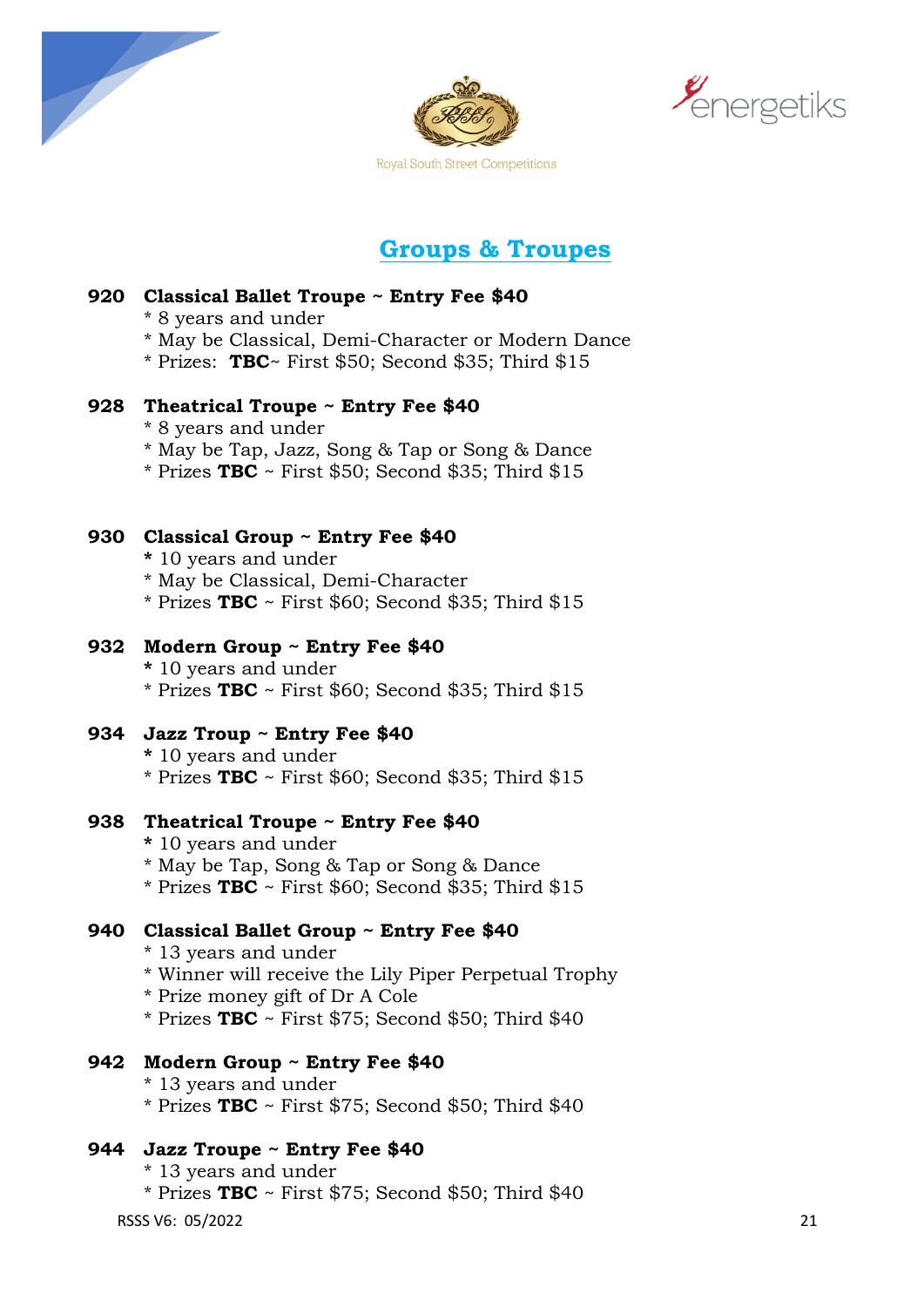## Groups & Troupes

**920 Classical Ballet Troupe ~ Entry Fee $40**

- * 8 years and under
- * May be Classical, Demi-Character or Modern Dance
- * Prizes: **TBC**~ First $50; Second $35; Third $15

**928 Theatrical Troupe ~ Entry Fee $40**

- * 8 years and under
- * May be Tap, Jazz, Song & Tap or Song & Dance
- * Prizes **TBC** ~ First $50; Second $35; Third $15

**930 Classical Group ~ Entry Fee $40**

- * 10 years and under
- * May be Classical, Demi-Character
- * Prizes **TBC** ~ First $60; Second $35; Third $15

**932 Modern Group ~ Entry Fee $40**

- * 10 years and under
- * Prizes **TBC** ~ First $60; Second $35; Third $15

**934 Jazz Troup ~ Entry Fee $40**

- * 10 years and under
- * Prizes **TBC** ~ First $60; Second $35; Third $15

**938 Theatrical Troupe ~ Entry Fee $40**

- * 10 years and under
- * May be Tap, Song & Tap or Song & Dance
- * Prizes **TBC** ~ First $60; Second $35; Third $15

**940 Classical Ballet Group ~ Entry Fee $40**

- * 13 years and under
- * Winner will receive the Lily Piper Perpetual Trophy
- * Prize money gift of Dr A Cole
- * Prizes **TBC** ~ First $75; Second $50; Third $40

**942 Modern Group ~ Entry Fee $40**

- * 13 years and under
- * Prizes **TBC** ~ First $75; Second $50; Third $40

**944 Jazz Troupe ~ Entry Fee $40**

- * 13 years and under
- * Prizes **TBC** ~ First $75; Second $50; Third $40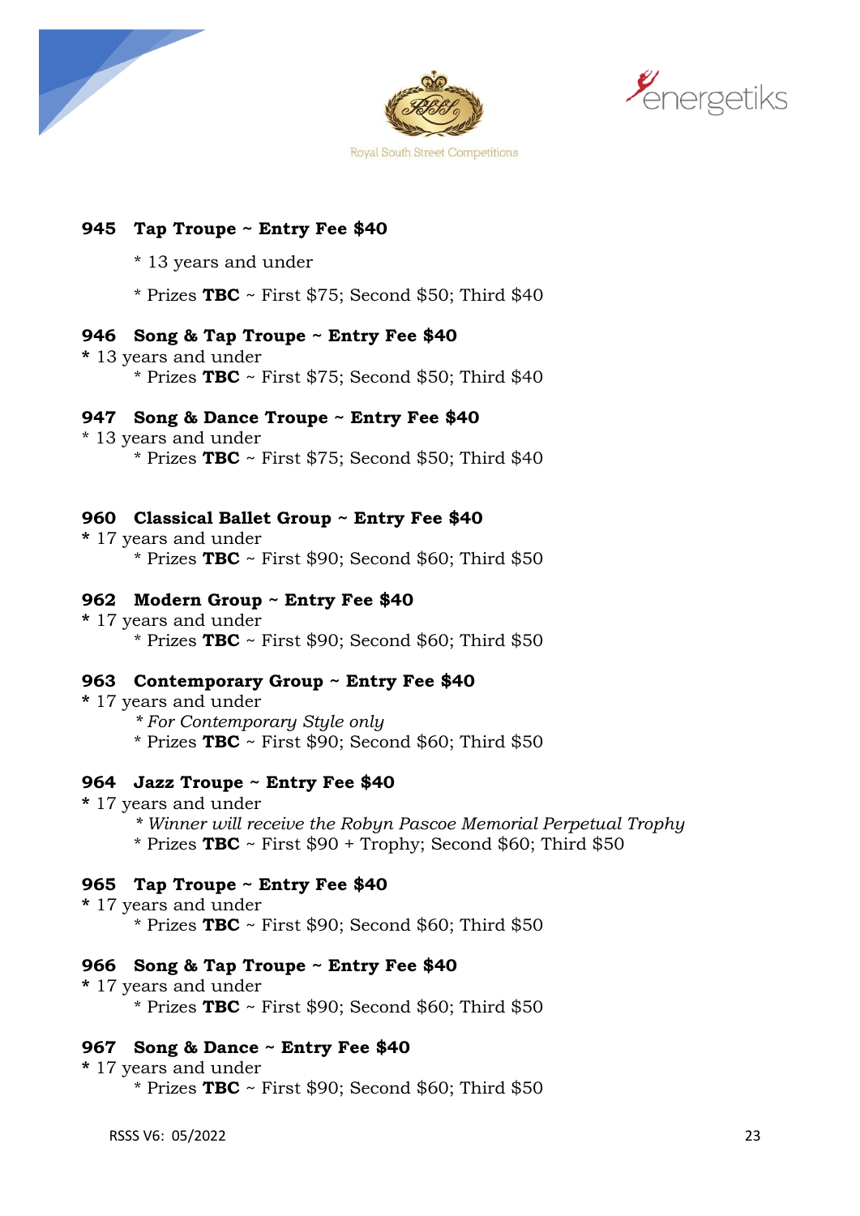Royal South Street Competitions

### 945 Tap Troupe ~ Entry Fee $40

* 13 years and under
* Prizes **TBC** ~ First $75; Second $50; Third $40

### 946 Song & Tap Troupe ~ Entry Fee $40

* 13 years and under
* Prizes **TBC** ~ First $75; Second $50; Third $40

### 947 Song & Dance Troupe ~ Entry Fee $40

* 13 years and under
* Prizes **TBC** ~ First $75; Second $50; Third $40

### 960 Classical Ballet Group ~ Entry Fee $40

* 17 years and under
* Prizes **TBC** ~ First $90; Second $60; Third $50

### 962 Modern Group ~ Entry Fee $40

* 17 years and under
* Prizes **TBC** ~ First $90; Second $60; Third $50

### 963 Contemporary Group ~ Entry Fee $40

* 17 years and under
* *For Contemporary Style only*
* Prizes **TBC** ~ First $90; Second $60; Third $50

### 964 Jazz Troupe ~ Entry Fee $40

* 17 years and under
* *Winner will receive the Robyn Pascoe Memorial Perpetual Trophy*
* Prizes **TBC** ~ First $90 + Trophy; Second $60; Third $50

### 965 Tap Troupe ~ Entry Fee $40

* 17 years and under
* Prizes **TBC** ~ First $90; Second $60; Third $50

### 966 Song & Tap Troupe ~ Entry Fee $40

* 17 years and under
* Prizes **TBC** ~ First $90; Second $60; Third $50

### 967 Song & Dance ~ Entry Fee $40

* 17 years and under
* Prizes **TBC** ~ First $90; Second $60; Third $50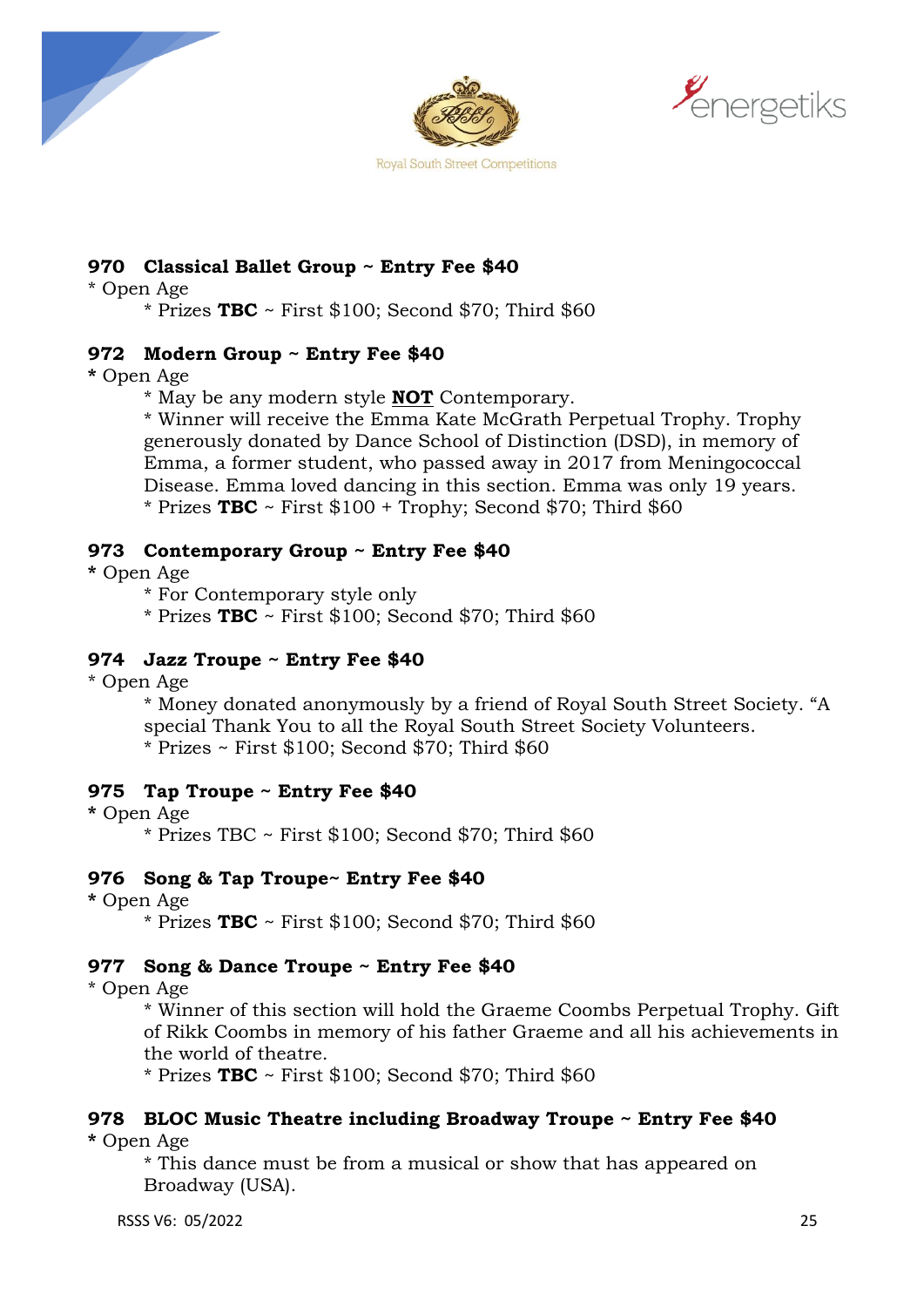### **970 Classical Ballet Group ~ Entry Fee $40**

* Open Age
    * Prizes **TBC** ~ First $100; Second $70; Third $60

### **972 Modern Group ~ Entry Fee $40**

**\*** Open Age
    * May be any modern style **NOT** Contemporary.
    * Winner will receive the Emma Kate McGrath Perpetual Trophy. Trophy generously donated by Dance School of Distinction (DSD), in memory of Emma, a former student, who passed away in 2017 from Meningococcal Disease. Emma loved dancing in this section. Emma was only 19 years.
    * Prizes **TBC** ~ First $100 + Trophy; Second $70; Third $60

### **973 Contemporary Group ~ Entry Fee $40**

**\*** Open Age
    * For Contemporary style only
    * Prizes **TBC** ~ First $100; Second $70; Third $60

### **974 Jazz Troupe ~ Entry Fee $40**

* Open Age
    * Money donated anonymously by a friend of Royal South Street Society. "A special Thank You to all the Royal South Street Society Volunteers.
    * Prizes ~ First $100; Second $70; Third $60

### **975 Tap Troupe ~ Entry Fee $40**

**\*** Open Age
    * Prizes TBC ~ First $100; Second $70; Third $60

### **976 Song & Tap Troupe~ Entry Fee $40**

**\*** Open Age
    * Prizes **TBC** ~ First $100; Second $70; Third $60

### **977 Song & Dance Troupe ~ Entry Fee $40**

* Open Age
    * Winner of this section will hold the Graeme Coombs Perpetual Trophy. Gift of Rikk Coombs in memory of his father Graeme and all his achievements in the world of theatre.
    * Prizes **TBC** ~ First $100; Second $70; Third $60

### **978 BLOC Music Theatre including Broadway Troupe ~ Entry Fee $40**

**\*** Open Age
    * This dance must be from a musical or show that has appeared on Broadway (USA).

RSSS V6: 05/2022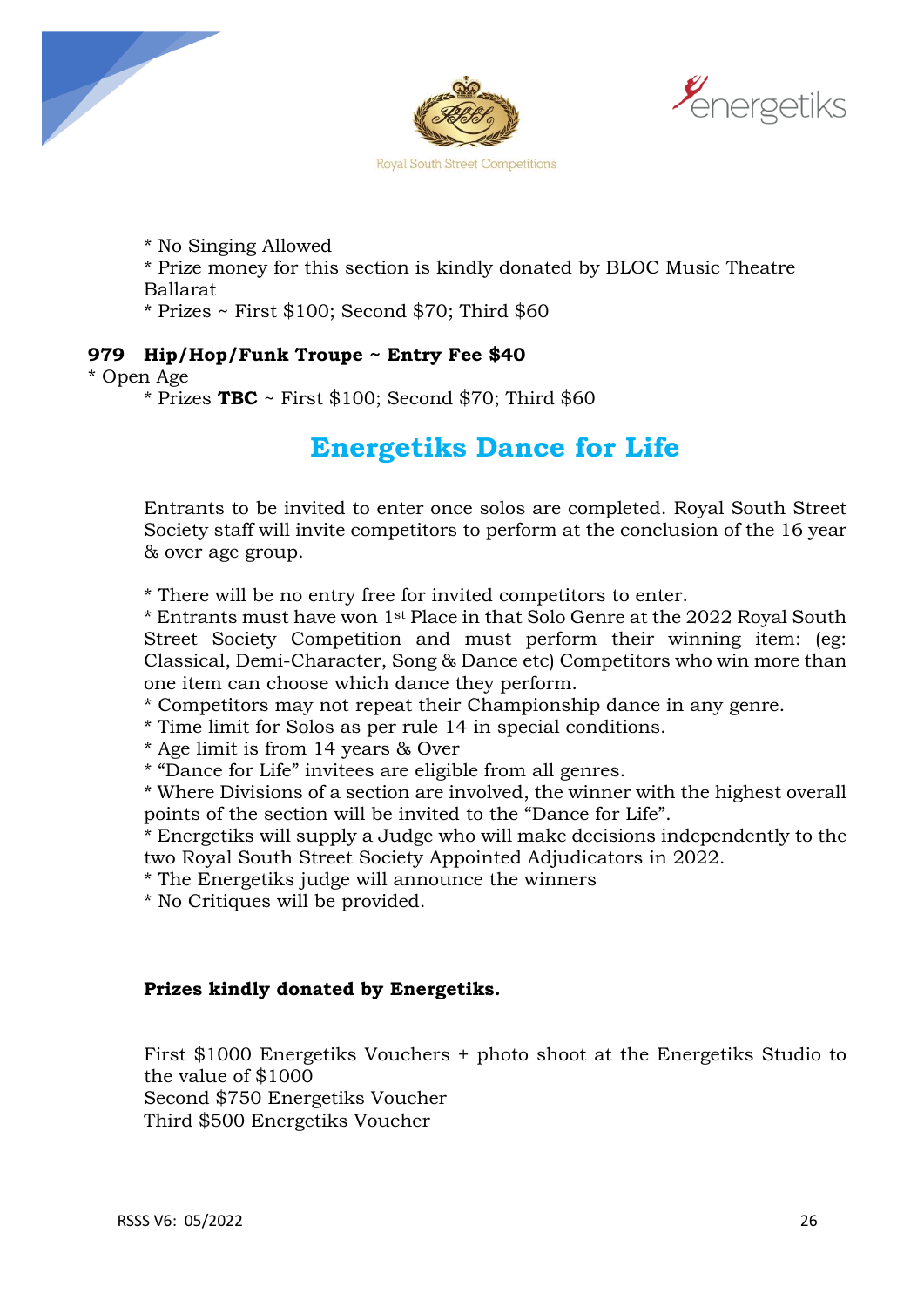* No Singing Allowed
* Prize money for this section is kindly donated by BLOC Music Theatre Ballarat
* Prizes ~ First $100; Second $70; Third $60

**979 Hip/Hop/Funk Troupe ~ Entry Fee $40**

* Open Age
  * Prizes **TBC** ~ First $100; Second $70; Third $60

## Energetiks Dance for Life

Entrants to be invited to enter once solos are completed. Royal South Street Society staff will invite competitors to perform at the conclusion of the 16 year & over age group.

* There will be no entry free for invited competitors to enter.
* Entrants must have won 1st Place in that Solo Genre at the 2022 Royal South Street Society Competition and must perform their winning item: (eg: Classical, Demi-Character, Song & Dance etc) Competitors who win more than one item can choose which dance they perform.
* Competitors may not repeat their Championship dance in any genre.
* Time limit for Solos as per rule 14 in special conditions.
* Age limit is from 14 years & Over
* "Dance for Life" invitees are eligible from all genres.
* Where Divisions of a section are involved, the winner with the highest overall points of the section will be invited to the "Dance for Life".
* Energetiks will supply a Judge who will make decisions independently to the two Royal South Street Society Appointed Adjudicators in 2022.
* The Energetiks judge will announce the winners
* No Critiques will be provided.

**Prizes kindly donated by Energetiks.**

First $1000 Energetiks Vouchers + photo shoot at the Energetiks Studio to the value of $1000
Second $750 Energetiks Voucher
Third $500 Energetiks Voucher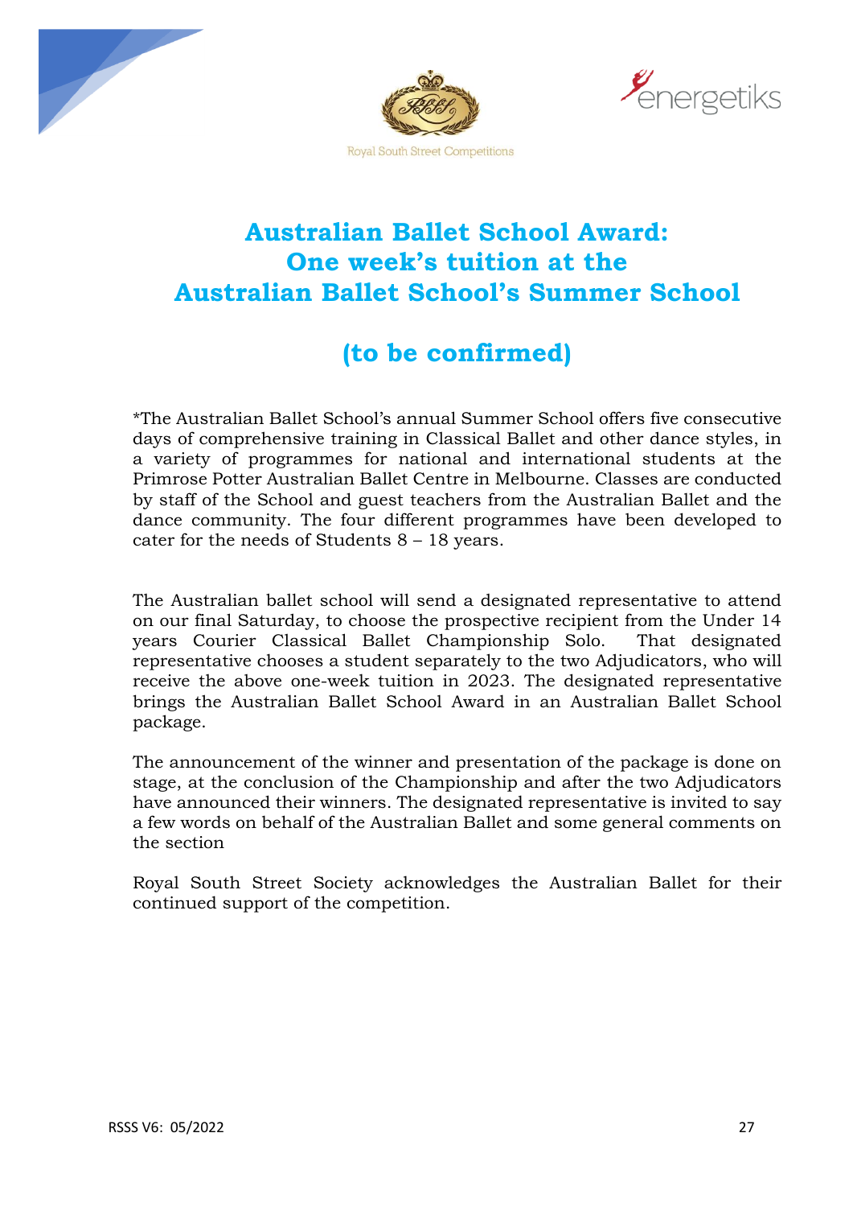Royal South Street Competitions

energetiks

# Australian Ballet School Award: One week's tuition at the Australian Ballet School's Summer School

## (to be confirmed)

*The Australian Ballet School's annual Summer School offers five consecutive days of comprehensive training in Classical Ballet and other dance styles, in a variety of programmes for national and international students at the Primrose Potter Australian Ballet Centre in Melbourne. Classes are conducted by staff of the School and guest teachers from the Australian Ballet and the dance community. The four different programmes have been developed to cater for the needs of Students 8 – 18 years.

The Australian ballet school will send a designated representative to attend on our final Saturday, to choose the prospective recipient from the Under 14 years Courier Classical Ballet Championship Solo. That designated representative chooses a student separately to the two Adjudicators, who will receive the above one-week tuition in 2023. The designated representative brings the Australian Ballet School Award in an Australian Ballet School package.

The announcement of the winner and presentation of the package is done on stage, at the conclusion of the Championship and after the two Adjudicators have announced their winners. The designated representative is invited to say a few words on behalf of the Australian Ballet and some general comments on the section

Royal South Street Society acknowledges the Australian Ballet for their continued support of the competition.